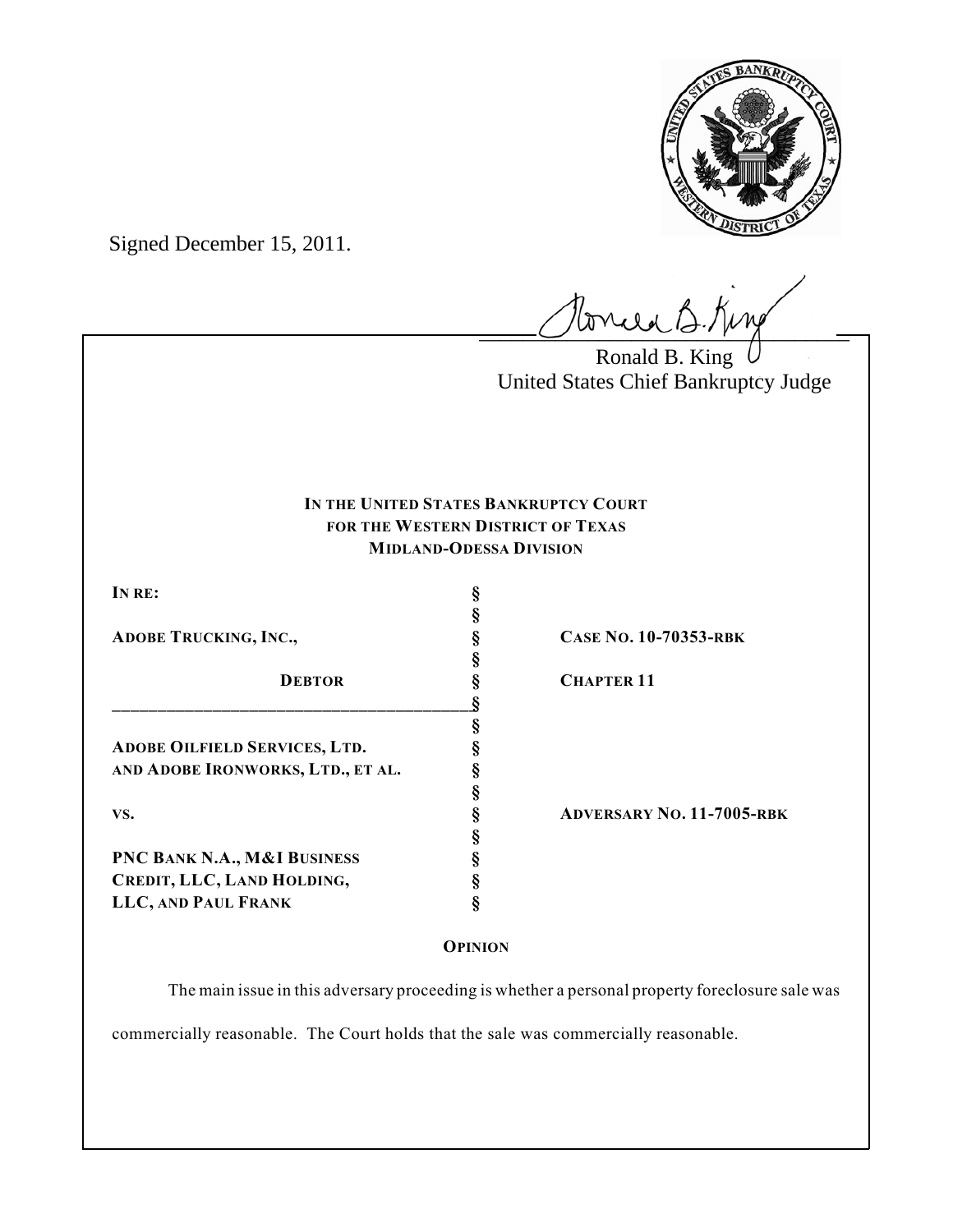Signed December 15, 2011.

Ronald B. King
United States Chief Bankruptcy Judge

**IN THE UNITED STATES BANKRUPTCY COURT**
**FOR THE WESTERN DISTRICT OF TEXAS**
**MIDLAND-ODESSA DIVISION**

| | | |
|---|---|---|
| **IN RE:** | § | |
| | § | |
| **ADOBE TRUCKING, INC.,** | § | **CASE NO. 10-70353-RBK** |
| | § | |
| **DEBTOR** | § | **CHAPTER 11** |
| | § | |
| | § | |
| **ADOBE OILFIELD SERVICES, LTD.** | § | |
| **AND ADOBE IRONWORKS, LTD., ET AL.** | § | |
| | § | |
| **VS.** | § | **ADVERSARY NO. 11-7005-RBK** |
| | § | |
| **PNC BANK N.A., M&I BUSINESS** | § | |
| **CREDIT, LLC, LAND HOLDING,** | § | |
| **LLC, AND PAUL FRANK** | § | |

**OPINION**

The main issue in this adversary proceeding is whether a personal property foreclosure sale was commercially reasonable. The Court holds that the sale was commercially reasonable.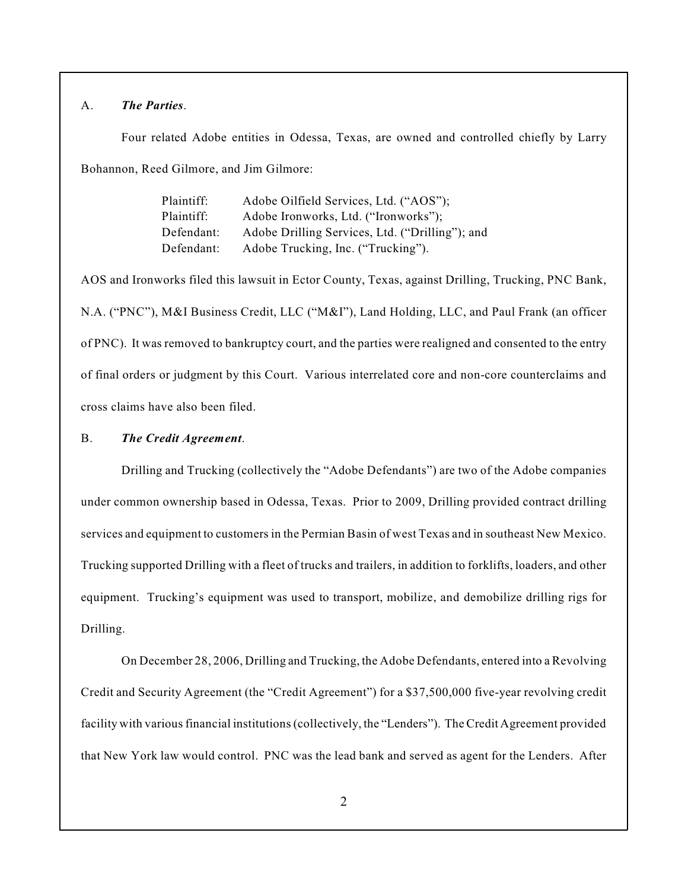A. ***The Parties***.

Four related Adobe entities in Odessa, Texas, are owned and controlled chiefly by Larry Bohannon, Reed Gilmore, and Jim Gilmore:

| | |
|---|---|
| Plaintiff: | Adobe Oilfield Services, Ltd. ("AOS"); |
| Plaintiff: | Adobe Ironworks, Ltd. ("Ironworks"); |
| Defendant: | Adobe Drilling Services, Ltd. ("Drilling"); and |
| Defendant: | Adobe Trucking, Inc. ("Trucking"). |

AOS and Ironworks filed this lawsuit in Ector County, Texas, against Drilling, Trucking, PNC Bank, N.A. ("PNC"), M&I Business Credit, LLC ("M&I"), Land Holding, LLC, and Paul Frank (an officer of PNC). It was removed to bankruptcy court, and the parties were realigned and consented to the entry of final orders or judgment by this Court. Various interrelated core and non-core counterclaims and cross claims have also been filed.

B. ***The Credit Agreement***.

Drilling and Trucking (collectively the "Adobe Defendants") are two of the Adobe companies under common ownership based in Odessa, Texas. Prior to 2009, Drilling provided contract drilling services and equipment to customers in the Permian Basin of west Texas and in southeast New Mexico. Trucking supported Drilling with a fleet of trucks and trailers, in addition to forklifts, loaders, and other equipment. Trucking's equipment was used to transport, mobilize, and demobilize drilling rigs for Drilling.

On December 28, 2006, Drilling and Trucking, the Adobe Defendants, entered into a Revolving Credit and Security Agreement (the "Credit Agreement") for a $37,500,000 five-year revolving credit facility with various financial institutions (collectively, the "Lenders"). The Credit Agreement provided that New York law would control. PNC was the lead bank and served as agent for the Lenders. After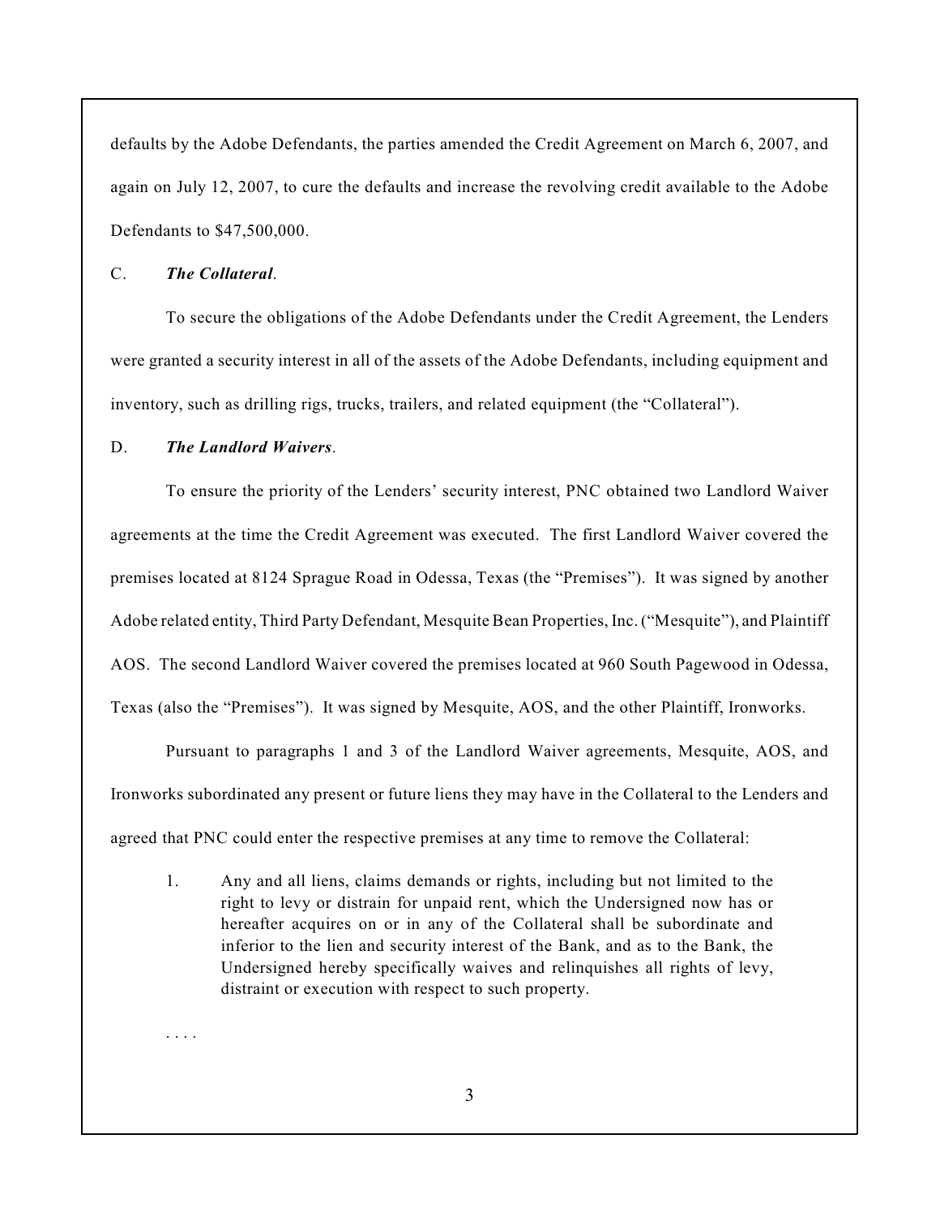defaults by the Adobe Defendants, the parties amended the Credit Agreement on March 6, 2007, and again on July 12, 2007, to cure the defaults and increase the revolving credit available to the Adobe Defendants to $47,500,000.

C. ***The Collateral***.

To secure the obligations of the Adobe Defendants under the Credit Agreement, the Lenders were granted a security interest in all of the assets of the Adobe Defendants, including equipment and inventory, such as drilling rigs, trucks, trailers, and related equipment (the "Collateral").

D. ***The Landlord Waivers***.

To ensure the priority of the Lenders' security interest, PNC obtained two Landlord Waiver agreements at the time the Credit Agreement was executed. The first Landlord Waiver covered the premises located at 8124 Sprague Road in Odessa, Texas (the "Premises"). It was signed by another Adobe related entity, Third Party Defendant, Mesquite Bean Properties, Inc. ("Mesquite"), and Plaintiff AOS. The second Landlord Waiver covered the premises located at 960 South Pagewood in Odessa, Texas (also the "Premises"). It was signed by Mesquite, AOS, and the other Plaintiff, Ironworks.

Pursuant to paragraphs 1 and 3 of the Landlord Waiver agreements, Mesquite, AOS, and Ironworks subordinated any present or future liens they may have in the Collateral to the Lenders and agreed that PNC could enter the respective premises at any time to remove the Collateral:

> 1. Any and all liens, claims demands or rights, including but not limited to the right to levy or distrain for unpaid rent, which the Undersigned now has or hereafter acquires on or in any of the Collateral shall be subordinate and inferior to the lien and security interest of the Bank, and as to the Bank, the Undersigned hereby specifically waives and relinquishes all rights of levy, distraint or execution with respect to such property.

. . . .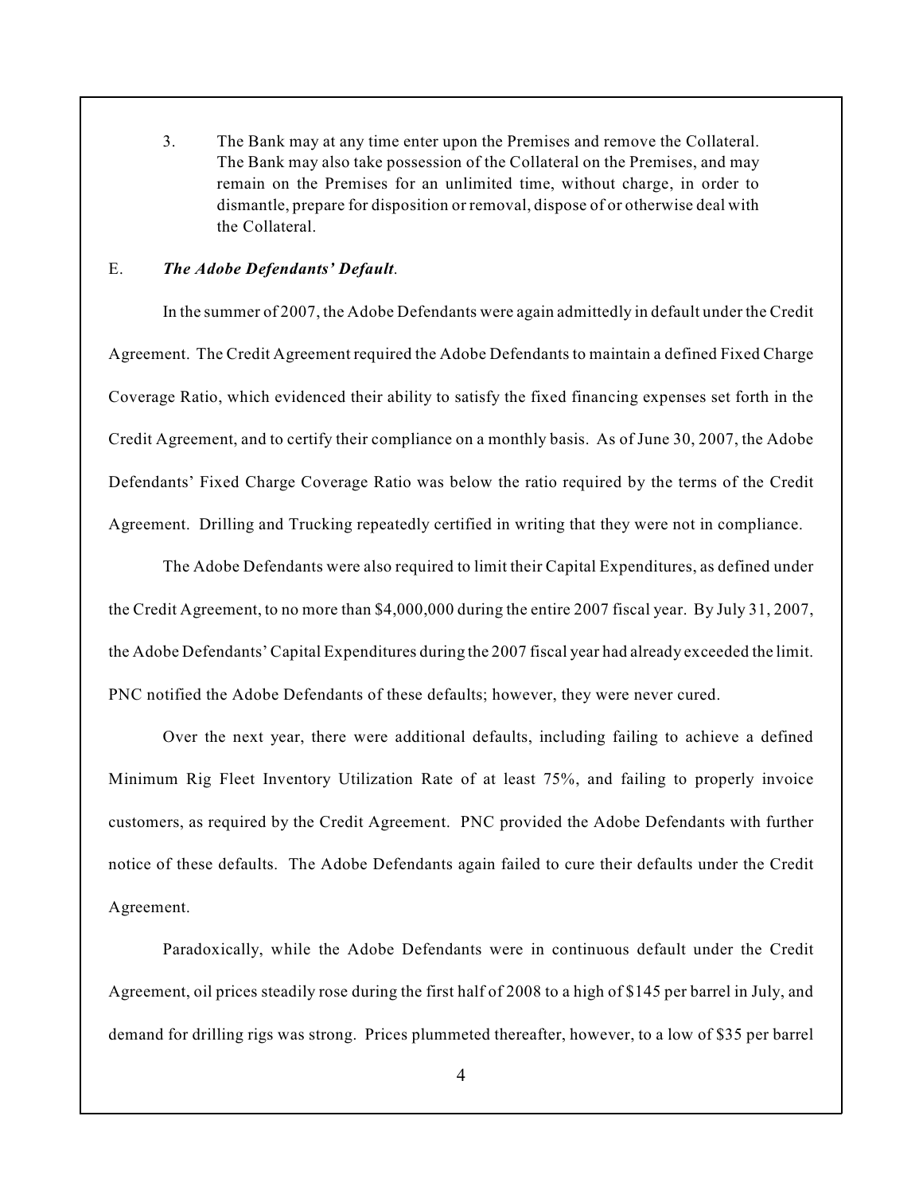3. The Bank may at any time enter upon the Premises and remove the Collateral. The Bank may also take possession of the Collateral on the Premises, and may remain on the Premises for an unlimited time, without charge, in order to dismantle, prepare for disposition or removal, dispose of or otherwise deal with the Collateral.

E. ***The Adobe Defendants' Default***.

In the summer of 2007, the Adobe Defendants were again admittedly in default under the Credit Agreement. The Credit Agreement required the Adobe Defendants to maintain a defined Fixed Charge Coverage Ratio, which evidenced their ability to satisfy the fixed financing expenses set forth in the Credit Agreement, and to certify their compliance on a monthly basis. As of June 30, 2007, the Adobe Defendants' Fixed Charge Coverage Ratio was below the ratio required by the terms of the Credit Agreement. Drilling and Trucking repeatedly certified in writing that they were not in compliance.

The Adobe Defendants were also required to limit their Capital Expenditures, as defined under the Credit Agreement, to no more than $4,000,000 during the entire 2007 fiscal year. By July 31, 2007, the Adobe Defendants' Capital Expenditures during the 2007 fiscal year had already exceeded the limit. PNC notified the Adobe Defendants of these defaults; however, they were never cured.

Over the next year, there were additional defaults, including failing to achieve a defined Minimum Rig Fleet Inventory Utilization Rate of at least 75%, and failing to properly invoice customers, as required by the Credit Agreement. PNC provided the Adobe Defendants with further notice of these defaults. The Adobe Defendants again failed to cure their defaults under the Credit Agreement.

Paradoxically, while the Adobe Defendants were in continuous default under the Credit Agreement, oil prices steadily rose during the first half of 2008 to a high of $145 per barrel in July, and demand for drilling rigs was strong. Prices plummeted thereafter, however, to a low of $35 per barrel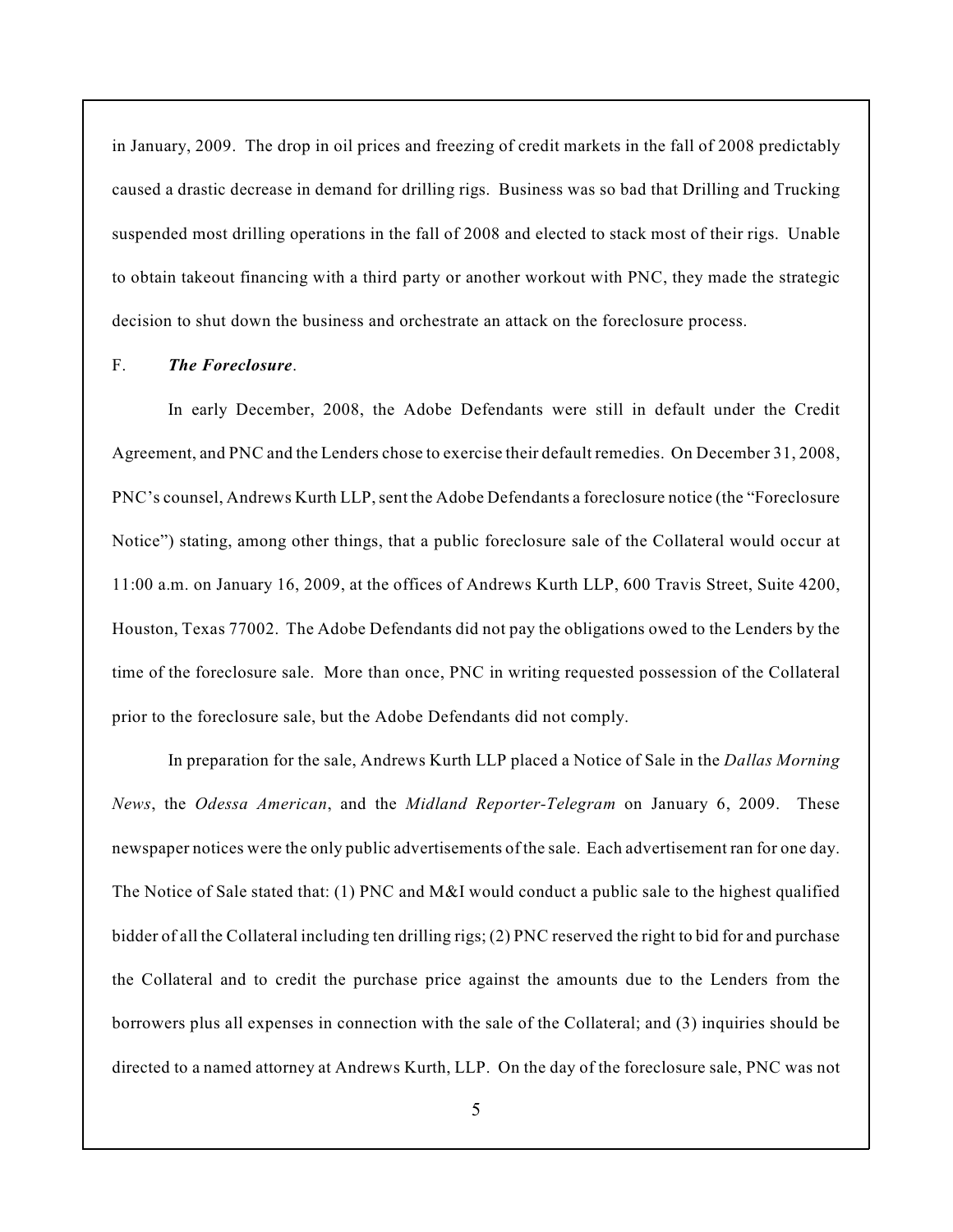in January, 2009. The drop in oil prices and freezing of credit markets in the fall of 2008 predictably caused a drastic decrease in demand for drilling rigs. Business was so bad that Drilling and Trucking suspended most drilling operations in the fall of 2008 and elected to stack most of their rigs. Unable to obtain takeout financing with a third party or another workout with PNC, they made the strategic decision to shut down the business and orchestrate an attack on the foreclosure process.

F. ***The Foreclosure***.

In early December, 2008, the Adobe Defendants were still in default under the Credit Agreement, and PNC and the Lenders chose to exercise their default remedies. On December 31, 2008, PNC's counsel, Andrews Kurth LLP, sent the Adobe Defendants a foreclosure notice (the "Foreclosure Notice") stating, among other things, that a public foreclosure sale of the Collateral would occur at 11:00 a.m. on January 16, 2009, at the offices of Andrews Kurth LLP, 600 Travis Street, Suite 4200, Houston, Texas 77002. The Adobe Defendants did not pay the obligations owed to the Lenders by the time of the foreclosure sale. More than once, PNC in writing requested possession of the Collateral prior to the foreclosure sale, but the Adobe Defendants did not comply.

In preparation for the sale, Andrews Kurth LLP placed a Notice of Sale in the *Dallas Morning News*, the *Odessa American*, and the *Midland Reporter-Telegram* on January 6, 2009. These newspaper notices were the only public advertisements of the sale. Each advertisement ran for one day. The Notice of Sale stated that: (1) PNC and M&I would conduct a public sale to the highest qualified bidder of all the Collateral including ten drilling rigs; (2) PNC reserved the right to bid for and purchase the Collateral and to credit the purchase price against the amounts due to the Lenders from the borrowers plus all expenses in connection with the sale of the Collateral; and (3) inquiries should be directed to a named attorney at Andrews Kurth, LLP. On the day of the foreclosure sale, PNC was not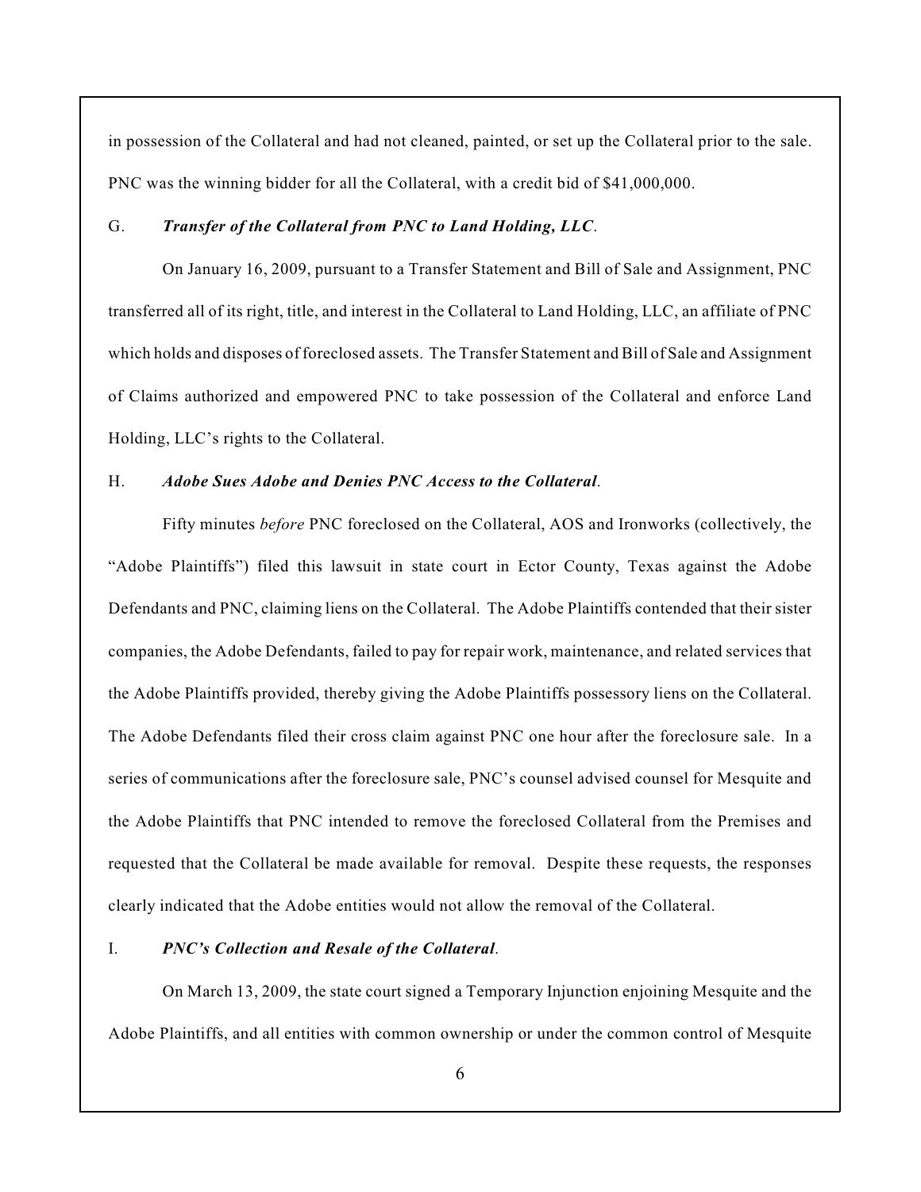in possession of the Collateral and had not cleaned, painted, or set up the Collateral prior to the sale. PNC was the winning bidder for all the Collateral, with a credit bid of $41,000,000.

G. ***Transfer of the Collateral from PNC to Land Holding, LLC*.**

On January 16, 2009, pursuant to a Transfer Statement and Bill of Sale and Assignment, PNC transferred all of its right, title, and interest in the Collateral to Land Holding, LLC, an affiliate of PNC which holds and disposes of foreclosed assets. The Transfer Statement and Bill of Sale and Assignment of Claims authorized and empowered PNC to take possession of the Collateral and enforce Land Holding, LLC's rights to the Collateral.

H. ***Adobe Sues Adobe and Denies PNC Access to the Collateral*.**

Fifty minutes *before* PNC foreclosed on the Collateral, AOS and Ironworks (collectively, the "Adobe Plaintiffs") filed this lawsuit in state court in Ector County, Texas against the Adobe Defendants and PNC, claiming liens on the Collateral. The Adobe Plaintiffs contended that their sister companies, the Adobe Defendants, failed to pay for repair work, maintenance, and related services that the Adobe Plaintiffs provided, thereby giving the Adobe Plaintiffs possessory liens on the Collateral. The Adobe Defendants filed their cross claim against PNC one hour after the foreclosure sale. In a series of communications after the foreclosure sale, PNC's counsel advised counsel for Mesquite and the Adobe Plaintiffs that PNC intended to remove the foreclosed Collateral from the Premises and requested that the Collateral be made available for removal. Despite these requests, the responses clearly indicated that the Adobe entities would not allow the removal of the Collateral.

I. ***PNC's Collection and Resale of the Collateral*.**

On March 13, 2009, the state court signed a Temporary Injunction enjoining Mesquite and the Adobe Plaintiffs, and all entities with common ownership or under the common control of Mesquite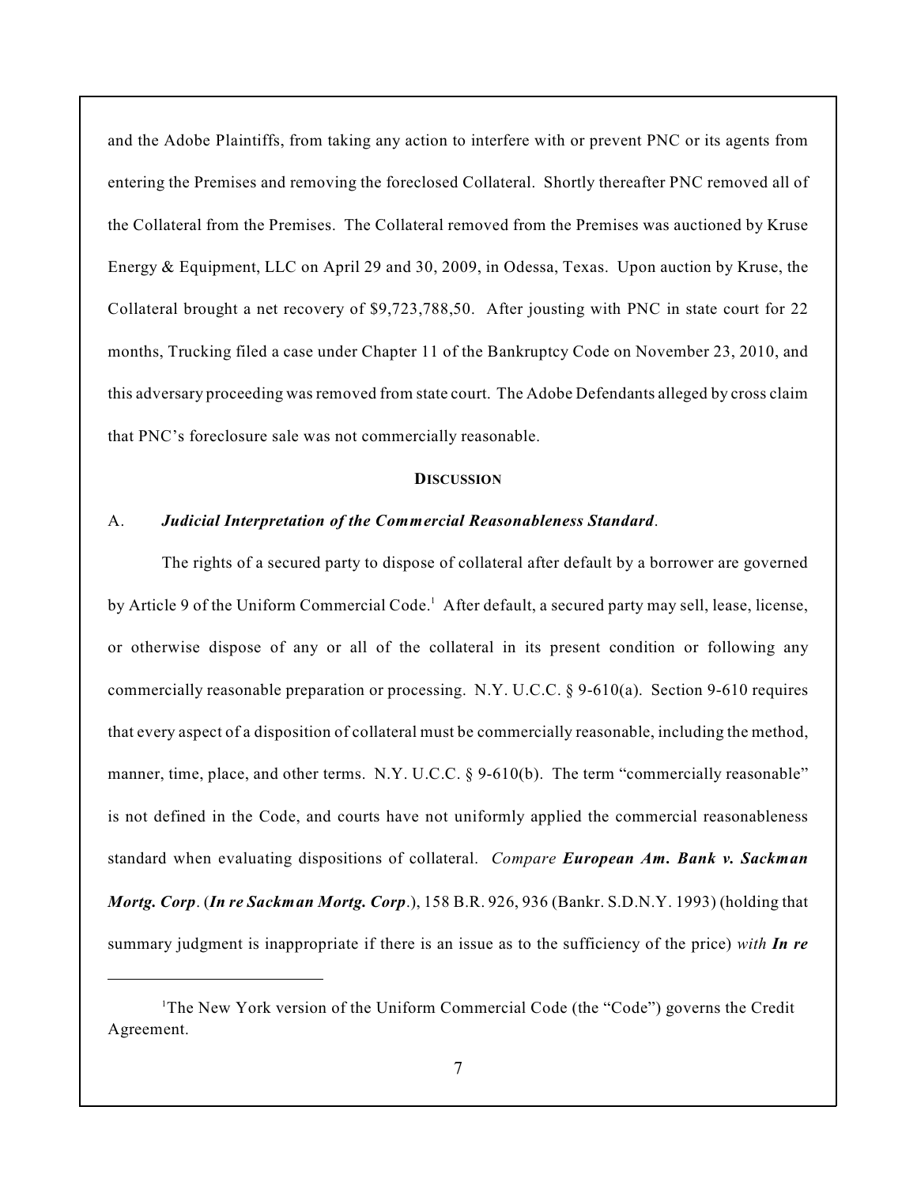and the Adobe Plaintiffs, from taking any action to interfere with or prevent PNC or its agents from entering the Premises and removing the foreclosed Collateral. Shortly thereafter PNC removed all of the Collateral from the Premises. The Collateral removed from the Premises was auctioned by Kruse Energy & Equipment, LLC on April 29 and 30, 2009, in Odessa, Texas. Upon auction by Kruse, the Collateral brought a net recovery of $9,723,788,50. After jousting with PNC in state court for 22 months, Trucking filed a case under Chapter 11 of the Bankruptcy Code on November 23, 2010, and this adversary proceeding was removed from state court. The Adobe Defendants alleged by cross claim that PNC's foreclosure sale was not commercially reasonable.

## DISCUSSION

### A. *Judicial Interpretation of the Commercial Reasonableness Standard*.

The rights of a secured party to dispose of collateral after default by a borrower are governed by Article 9 of the Uniform Commercial Code.[1] After default, a secured party may sell, lease, license, or otherwise dispose of any or all of the collateral in its present condition or following any commercially reasonable preparation or processing. N.Y. U.C.C. § 9-610(a). Section 9-610 requires that every aspect of a disposition of collateral must be commercially reasonable, including the method, manner, time, place, and other terms. N.Y. U.C.C. § 9-610(b). The term "commercially reasonable" is not defined in the Code, and courts have not uniformly applied the commercial reasonableness standard when evaluating dispositions of collateral. *Compare* ***European Am. Bank v. Sackman Mortg. Corp*.** (***In re Sackman Mortg. Corp***.), 158 B.R. 926, 936 (Bankr. S.D.N.Y. 1993) (holding that summary judgment is inappropriate if there is an issue as to the sufficiency of the price) *with* ***In re***

[1] The New York version of the Uniform Commercial Code (the "Code") governs the Credit Agreement.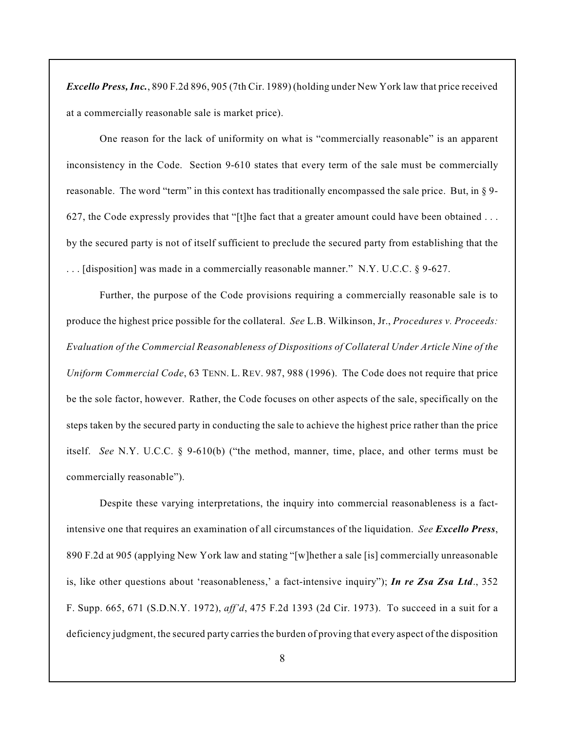***Excello Press, Inc.***, 890 F.2d 896, 905 (7th Cir. 1989) (holding under New York law that price received at a commercially reasonable sale is market price).

One reason for the lack of uniformity on what is "commercially reasonable" is an apparent inconsistency in the Code. Section 9-610 states that every term of the sale must be commercially reasonable. The word "term" in this context has traditionally encompassed the sale price. But, in § 9-627, the Code expressly provides that "[t]he fact that a greater amount could have been obtained . . . by the secured party is not of itself sufficient to preclude the secured party from establishing that the . . . [disposition] was made in a commercially reasonable manner." N.Y. U.C.C. § 9-627.

Further, the purpose of the Code provisions requiring a commercially reasonable sale is to produce the highest price possible for the collateral. *See* L.B. Wilkinson, Jr., *Procedures v. Proceeds: Evaluation of the Commercial Reasonableness of Dispositions of Collateral Under Article Nine of the Uniform Commercial Code*, 63 TENN. L. REV. 987, 988 (1996). The Code does not require that price be the sole factor, however. Rather, the Code focuses on other aspects of the sale, specifically on the steps taken by the secured party in conducting the sale to achieve the highest price rather than the price itself. *See* N.Y. U.C.C. § 9-610(b) ("the method, manner, time, place, and other terms must be commercially reasonable").

Despite these varying interpretations, the inquiry into commercial reasonableness is a fact-intensive one that requires an examination of all circumstances of the liquidation. *See* ***Excello Press***, 890 F.2d at 905 (applying New York law and stating "[w]hether a sale [is] commercially unreasonable is, like other questions about 'reasonableness,' a fact-intensive inquiry"); ***In re Zsa Zsa Ltd***., 352 F. Supp. 665, 671 (S.D.N.Y. 1972), *aff'd*, 475 F.2d 1393 (2d Cir. 1973). To succeed in a suit for a deficiency judgment, the secured party carries the burden of proving that every aspect of the disposition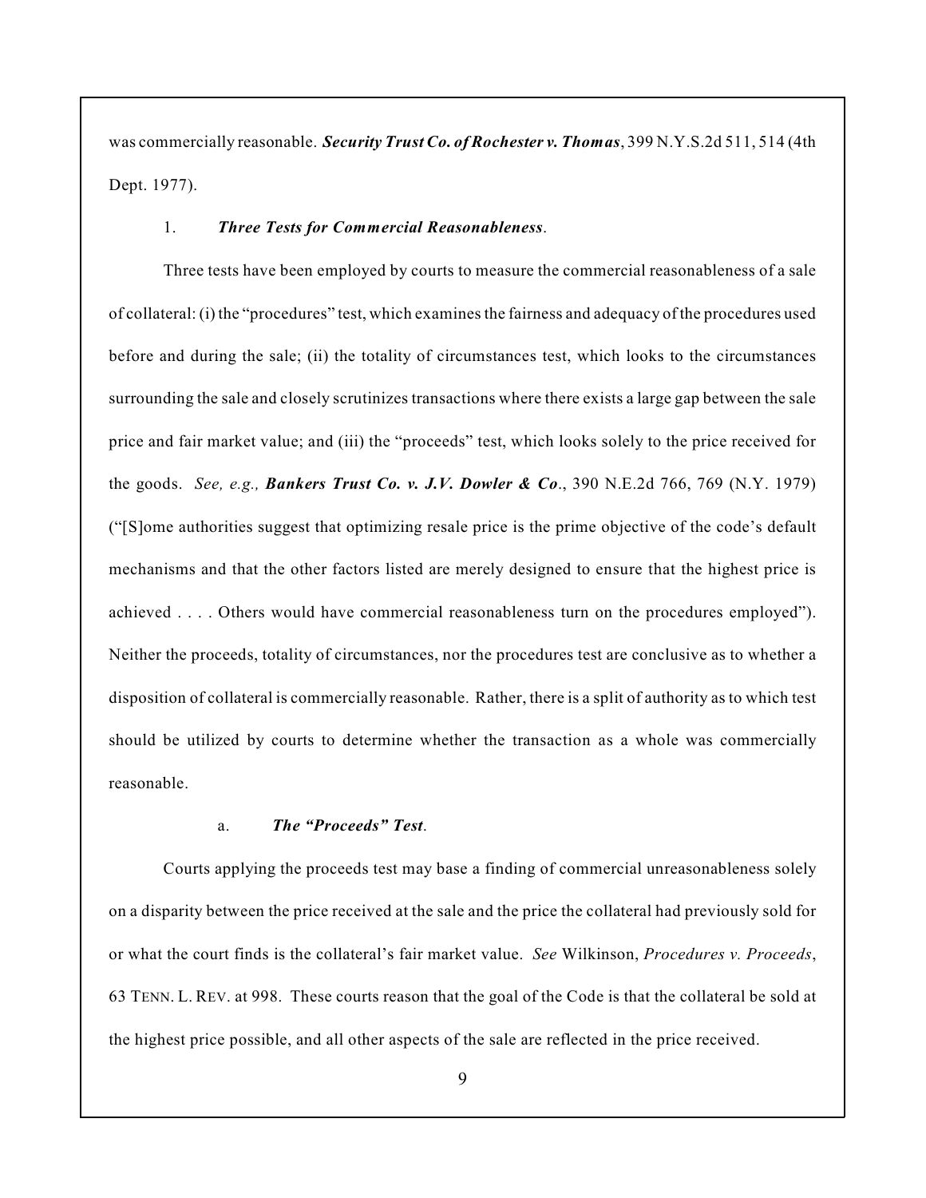was commercially reasonable. ***Security Trust Co. of Rochester v. Thomas***, 399 N.Y.S.2d 511, 514 (4th Dept. 1977).

1. ***Three Tests for Commercial Reasonableness*.**

Three tests have been employed by courts to measure the commercial reasonableness of a sale of collateral: (i) the "procedures" test, which examines the fairness and adequacy of the procedures used before and during the sale; (ii) the totality of circumstances test, which looks to the circumstances surrounding the sale and closely scrutinizes transactions where there exists a large gap between the sale price and fair market value; and (iii) the "proceeds" test, which looks solely to the price received for the goods. *See, e.g.,* ***Bankers Trust Co. v. J.V. Dowler & Co***., 390 N.E.2d 766, 769 (N.Y. 1979) ("[S]ome authorities suggest that optimizing resale price is the prime objective of the code's default mechanisms and that the other factors listed are merely designed to ensure that the highest price is achieved . . . . Others would have commercial reasonableness turn on the procedures employed"). Neither the proceeds, totality of circumstances, nor the procedures test are conclusive as to whether a disposition of collateral is commercially reasonable. Rather, there is a split of authority as to which test should be utilized by courts to determine whether the transaction as a whole was commercially reasonable.

a. ***The "Proceeds" Test*.**

Courts applying the proceeds test may base a finding of commercial unreasonableness solely on a disparity between the price received at the sale and the price the collateral had previously sold for or what the court finds is the collateral's fair market value. *See* Wilkinson, *Procedures v. Proceeds*, 63 TENN. L. REV. at 998. These courts reason that the goal of the Code is that the collateral be sold at the highest price possible, and all other aspects of the sale are reflected in the price received.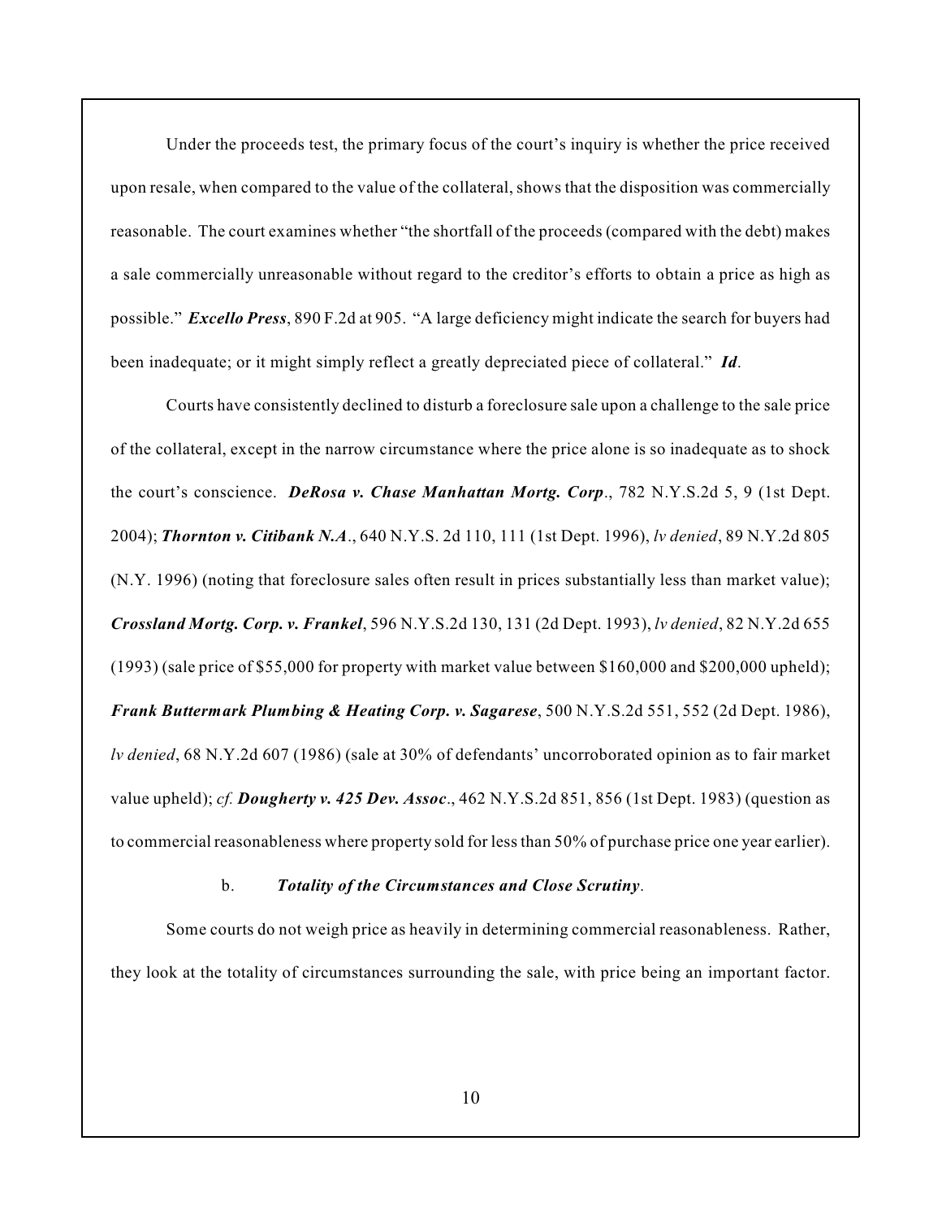Under the proceeds test, the primary focus of the court's inquiry is whether the price received upon resale, when compared to the value of the collateral, shows that the disposition was commercially reasonable. The court examines whether "the shortfall of the proceeds (compared with the debt) makes a sale commercially unreasonable without regard to the creditor's efforts to obtain a price as high as possible." ***Excello Press***, 890 F.2d at 905. "A large deficiency might indicate the search for buyers had been inadequate; or it might simply reflect a greatly depreciated piece of collateral." ***Id***.

Courts have consistently declined to disturb a foreclosure sale upon a challenge to the sale price of the collateral, except in the narrow circumstance where the price alone is so inadequate as to shock the court's conscience. ***DeRosa v. Chase Manhattan Mortg. Corp***., 782 N.Y.S.2d 5, 9 (1st Dept. 2004); ***Thornton v. Citibank N.A***., 640 N.Y.S. 2d 110, 111 (1st Dept. 1996), *lv denied*, 89 N.Y.2d 805 (N.Y. 1996) (noting that foreclosure sales often result in prices substantially less than market value); ***Crossland Mortg. Corp. v. Frankel***, 596 N.Y.S.2d 130, 131 (2d Dept. 1993), *lv denied*, 82 N.Y.2d 655 (1993) (sale price of $55,000 for property with market value between $160,000 and $200,000 upheld); ***Frank Buttermark Plumbing & Heating Corp. v. Sagarese***, 500 N.Y.S.2d 551, 552 (2d Dept. 1986), *lv denied*, 68 N.Y.2d 607 (1986) (sale at 30% of defendants' uncorroborated opinion as to fair market value upheld); *cf.* ***Dougherty v. 425 Dev. Assoc***., 462 N.Y.S.2d 851, 856 (1st Dept. 1983) (question as to commercial reasonableness where property sold for less than 50% of purchase price one year earlier).

b. ***Totality of the Circumstances and Close Scrutiny***.

Some courts do not weigh price as heavily in determining commercial reasonableness. Rather, they look at the totality of circumstances surrounding the sale, with price being an important factor.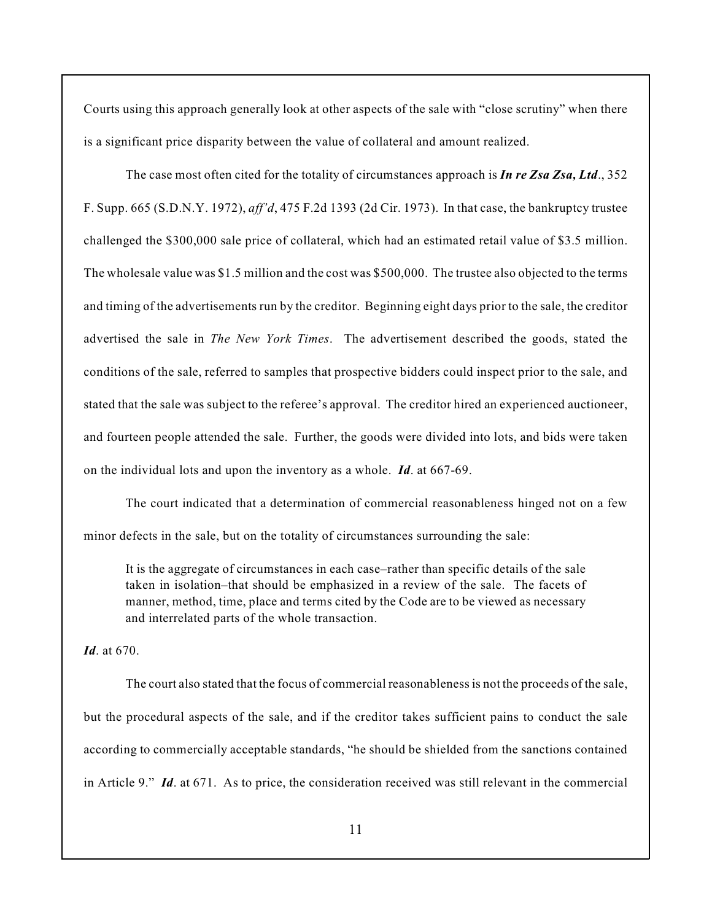Courts using this approach generally look at other aspects of the sale with "close scrutiny" when there is a significant price disparity between the value of collateral and amount realized.

The case most often cited for the totality of circumstances approach is ***In re Zsa Zsa, Ltd***., 352 F. Supp. 665 (S.D.N.Y. 1972), *aff'd*, 475 F.2d 1393 (2d Cir. 1973). In that case, the bankruptcy trustee challenged the $300,000 sale price of collateral, which had an estimated retail value of $3.5 million. The wholesale value was $1.5 million and the cost was $500,000. The trustee also objected to the terms and timing of the advertisements run by the creditor. Beginning eight days prior to the sale, the creditor advertised the sale in *The New York Times*. The advertisement described the goods, stated the conditions of the sale, referred to samples that prospective bidders could inspect prior to the sale, and stated that the sale was subject to the referee's approval. The creditor hired an experienced auctioneer, and fourteen people attended the sale. Further, the goods were divided into lots, and bids were taken on the individual lots and upon the inventory as a whole. ***Id***. at 667-69.

The court indicated that a determination of commercial reasonableness hinged not on a few minor defects in the sale, but on the totality of circumstances surrounding the sale:

> It is the aggregate of circumstances in each case–rather than specific details of the sale taken in isolation–that should be emphasized in a review of the sale. The facets of manner, method, time, place and terms cited by the Code are to be viewed as necessary and interrelated parts of the whole transaction.

***Id***. at 670.

The court also stated that the focus of commercial reasonableness is not the proceeds of the sale, but the procedural aspects of the sale, and if the creditor takes sufficient pains to conduct the sale according to commercially acceptable standards, "he should be shielded from the sanctions contained in Article 9." ***Id***. at 671. As to price, the consideration received was still relevant in the commercial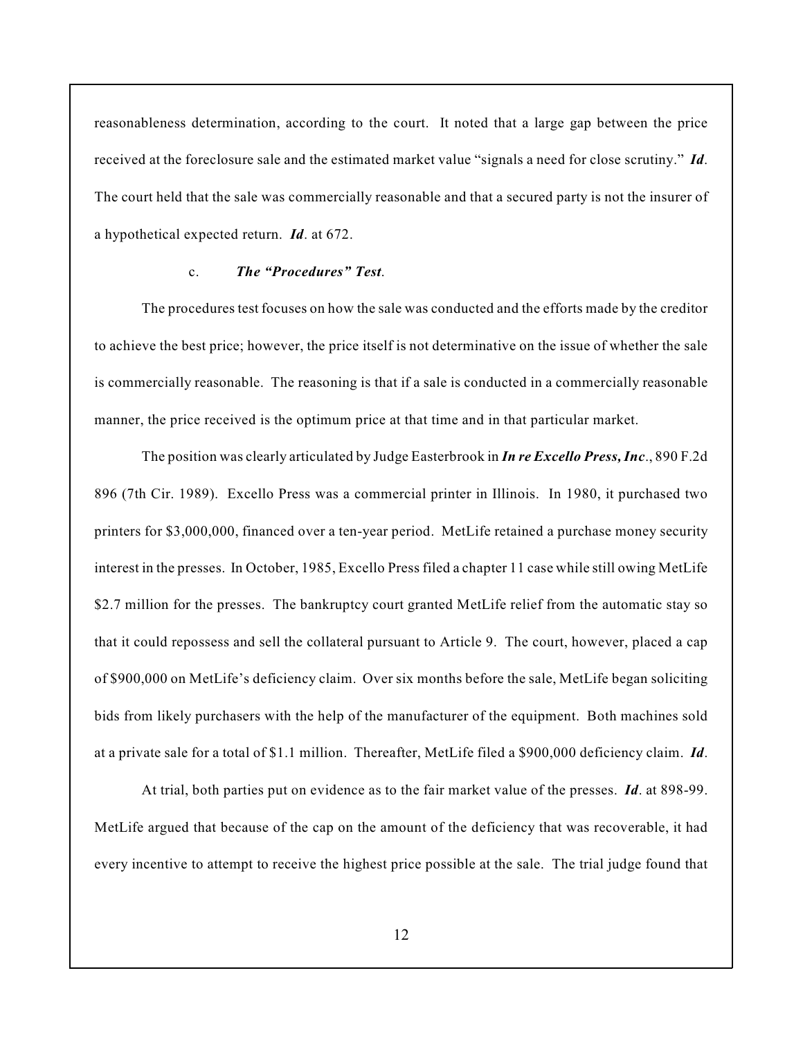reasonableness determination, according to the court. It noted that a large gap between the price received at the foreclosure sale and the estimated market value "signals a need for close scrutiny." ***Id***. The court held that the sale was commercially reasonable and that a secured party is not the insurer of a hypothetical expected return. ***Id***. at 672.

c. ***The "Procedures" Test***.

The procedures test focuses on how the sale was conducted and the efforts made by the creditor to achieve the best price; however, the price itself is not determinative on the issue of whether the sale is commercially reasonable. The reasoning is that if a sale is conducted in a commercially reasonable manner, the price received is the optimum price at that time and in that particular market.

The position was clearly articulated by Judge Easterbrook in ***In re Excello Press, Inc***., 890 F.2d 896 (7th Cir. 1989). Excello Press was a commercial printer in Illinois. In 1980, it purchased two printers for $3,000,000, financed over a ten-year period. MetLife retained a purchase money security interest in the presses. In October, 1985, Excello Press filed a chapter 11 case while still owing MetLife $2.7 million for the presses. The bankruptcy court granted MetLife relief from the automatic stay so that it could repossess and sell the collateral pursuant to Article 9. The court, however, placed a cap of $900,000 on MetLife's deficiency claim. Over six months before the sale, MetLife began soliciting bids from likely purchasers with the help of the manufacturer of the equipment. Both machines sold at a private sale for a total of $1.1 million. Thereafter, MetLife filed a $900,000 deficiency claim. ***Id***.

At trial, both parties put on evidence as to the fair market value of the presses. ***Id***. at 898-99. MetLife argued that because of the cap on the amount of the deficiency that was recoverable, it had every incentive to attempt to receive the highest price possible at the sale. The trial judge found that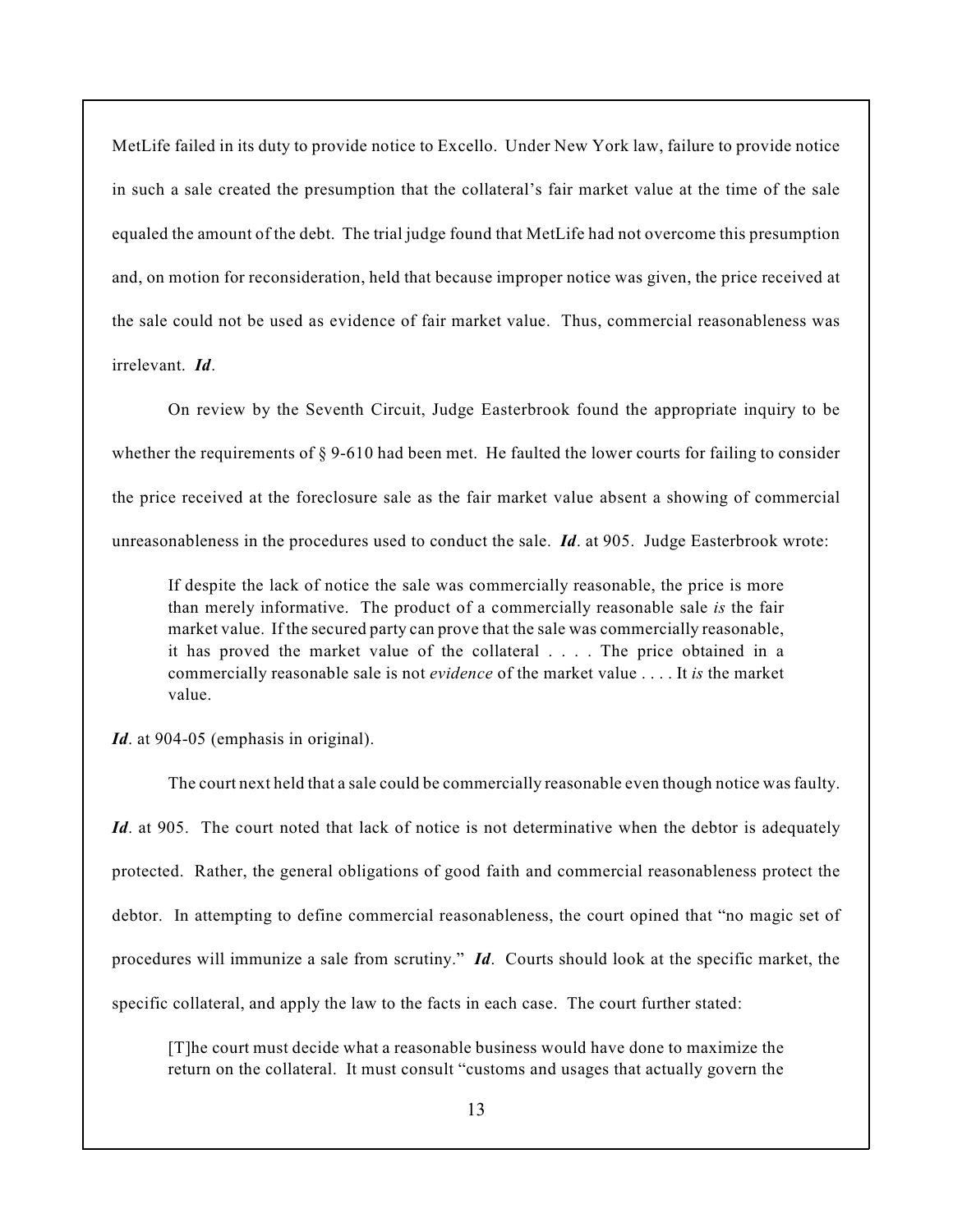MetLife failed in its duty to provide notice to Excello. Under New York law, failure to provide notice in such a sale created the presumption that the collateral's fair market value at the time of the sale equaled the amount of the debt. The trial judge found that MetLife had not overcome this presumption and, on motion for reconsideration, held that because improper notice was given, the price received at the sale could not be used as evidence of fair market value. Thus, commercial reasonableness was irrelevant. ***Id***.

On review by the Seventh Circuit, Judge Easterbrook found the appropriate inquiry to be whether the requirements of § 9-610 had been met. He faulted the lower courts for failing to consider the price received at the foreclosure sale as the fair market value absent a showing of commercial unreasonableness in the procedures used to conduct the sale. ***Id***. at 905. Judge Easterbrook wrote:

> If despite the lack of notice the sale was commercially reasonable, the price is more than merely informative. The product of a commercially reasonable sale *is* the fair market value. If the secured party can prove that the sale was commercially reasonable, it has proved the market value of the collateral . . . . The price obtained in a commercially reasonable sale is not *evidence* of the market value . . . . It *is* the market value.

***Id***. at 904-05 (emphasis in original).

The court next held that a sale could be commercially reasonable even though notice was faulty. ***Id***. at 905. The court noted that lack of notice is not determinative when the debtor is adequately protected. Rather, the general obligations of good faith and commercial reasonableness protect the debtor. In attempting to define commercial reasonableness, the court opined that "no magic set of procedures will immunize a sale from scrutiny." ***Id***. Courts should look at the specific market, the specific collateral, and apply the law to the facts in each case. The court further stated:

> [T]he court must decide what a reasonable business would have done to maximize the return on the collateral. It must consult "customs and usages that actually govern the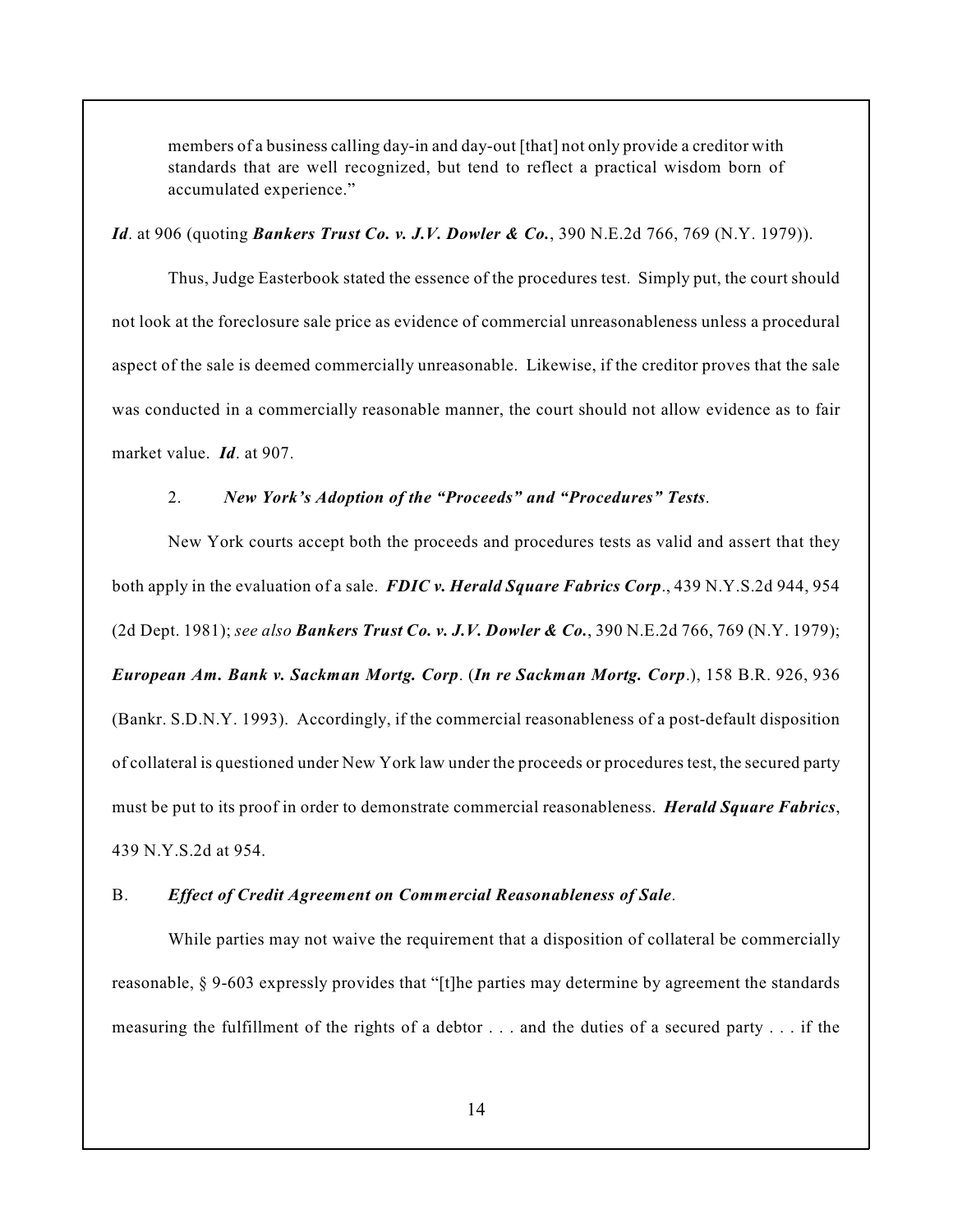> members of a business calling day-in and day-out [that] not only provide a creditor with standards that are well recognized, but tend to reflect a practical wisdom born of accumulated experience."

***Id***. at 906 (quoting ***Bankers Trust Co. v. J.V. Dowler & Co.***, 390 N.E.2d 766, 769 (N.Y. 1979)).

Thus, Judge Easterbook stated the essence of the procedures test. Simply put, the court should not look at the foreclosure sale price as evidence of commercial unreasonableness unless a procedural aspect of the sale is deemed commercially unreasonable. Likewise, if the creditor proves that the sale was conducted in a commercially reasonable manner, the court should not allow evidence as to fair market value. ***Id***. at 907.

2. ***New York's Adoption of the "Proceeds" and "Procedures" Tests***.

New York courts accept both the proceeds and procedures tests as valid and assert that they both apply in the evaluation of a sale. ***FDIC v. Herald Square Fabrics Corp***., 439 N.Y.S.2d 944, 954 (2d Dept. 1981); *see also* ***Bankers Trust Co. v. J.V. Dowler & Co.***, 390 N.E.2d 766, 769 (N.Y. 1979); ***European Am. Bank v. Sackman Mortg. Corp***. (***In re Sackman Mortg. Corp***.), 158 B.R. 926, 936 (Bankr. S.D.N.Y. 1993). Accordingly, if the commercial reasonableness of a post-default disposition of collateral is questioned under New York law under the proceeds or procedures test, the secured party must be put to its proof in order to demonstrate commercial reasonableness. ***Herald Square Fabrics***, 439 N.Y.S.2d at 954.

B. ***Effect of Credit Agreement on Commercial Reasonableness of Sale***.

While parties may not waive the requirement that a disposition of collateral be commercially reasonable, § 9-603 expressly provides that "[t]he parties may determine by agreement the standards measuring the fulfillment of the rights of a debtor . . . and the duties of a secured party . . . if the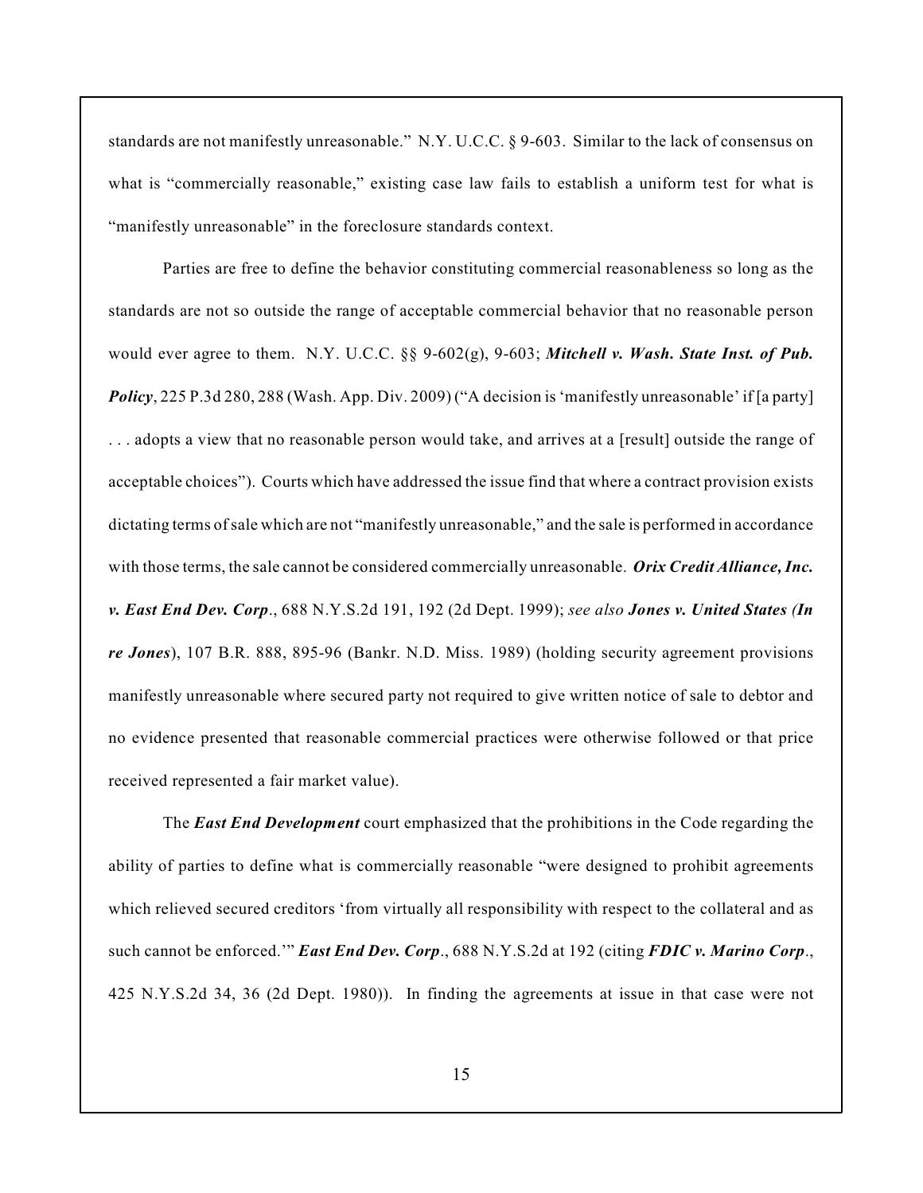standards are not manifestly unreasonable." N.Y. U.C.C. § 9-603. Similar to the lack of consensus on what is "commercially reasonable," existing case law fails to establish a uniform test for what is "manifestly unreasonable" in the foreclosure standards context.

Parties are free to define the behavior constituting commercial reasonableness so long as the standards are not so outside the range of acceptable commercial behavior that no reasonable person would ever agree to them. N.Y. U.C.C. §§ 9-602(g), 9-603; ***Mitchell v. Wash. State Inst. of Pub. Policy***, 225 P.3d 280, 288 (Wash. App. Div. 2009) ("A decision is 'manifestly unreasonable' if [a party] . . . adopts a view that no reasonable person would take, and arrives at a [result] outside the range of acceptable choices"). Courts which have addressed the issue find that where a contract provision exists dictating terms of sale which are not "manifestly unreasonable," and the sale is performed in accordance with those terms, the sale cannot be considered commercially unreasonable. ***Orix Credit Alliance, Inc. v. East End Dev. Corp***., 688 N.Y.S.2d 191, 192 (2d Dept. 1999); *see also* ***Jones v. United States (In re Jones***), 107 B.R. 888, 895-96 (Bankr. N.D. Miss. 1989) (holding security agreement provisions manifestly unreasonable where secured party not required to give written notice of sale to debtor and no evidence presented that reasonable commercial practices were otherwise followed or that price received represented a fair market value).

The ***East End Development*** court emphasized that the prohibitions in the Code regarding the ability of parties to define what is commercially reasonable "were designed to prohibit agreements which relieved secured creditors 'from virtually all responsibility with respect to the collateral and as such cannot be enforced.'" ***East End Dev. Corp***., 688 N.Y.S.2d at 192 (citing ***FDIC v. Marino Corp***., 425 N.Y.S.2d 34, 36 (2d Dept. 1980)). In finding the agreements at issue in that case were not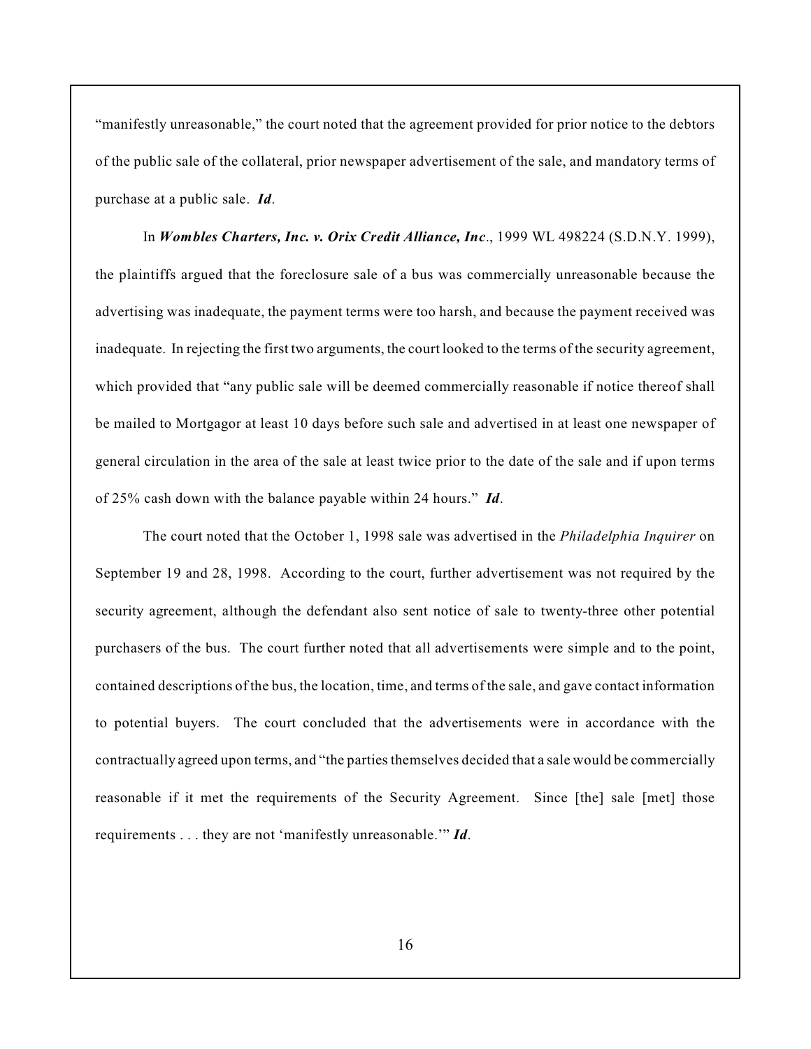"manifestly unreasonable," the court noted that the agreement provided for prior notice to the debtors of the public sale of the collateral, prior newspaper advertisement of the sale, and mandatory terms of purchase at a public sale. ***Id***.

In ***Wombles Charters, Inc. v. Orix Credit Alliance, Inc***., 1999 WL 498224 (S.D.N.Y. 1999), the plaintiffs argued that the foreclosure sale of a bus was commercially unreasonable because the advertising was inadequate, the payment terms were too harsh, and because the payment received was inadequate. In rejecting the first two arguments, the court looked to the terms of the security agreement, which provided that "any public sale will be deemed commercially reasonable if notice thereof shall be mailed to Mortgagor at least 10 days before such sale and advertised in at least one newspaper of general circulation in the area of the sale at least twice prior to the date of the sale and if upon terms of 25% cash down with the balance payable within 24 hours." ***Id***.

The court noted that the October 1, 1998 sale was advertised in the *Philadelphia Inquirer* on September 19 and 28, 1998. According to the court, further advertisement was not required by the security agreement, although the defendant also sent notice of sale to twenty-three other potential purchasers of the bus. The court further noted that all advertisements were simple and to the point, contained descriptions of the bus, the location, time, and terms of the sale, and gave contact information to potential buyers. The court concluded that the advertisements were in accordance with the contractually agreed upon terms, and "the parties themselves decided that a sale would be commercially reasonable if it met the requirements of the Security Agreement. Since [the] sale [met] those requirements . . . they are not 'manifestly unreasonable.'" ***Id***.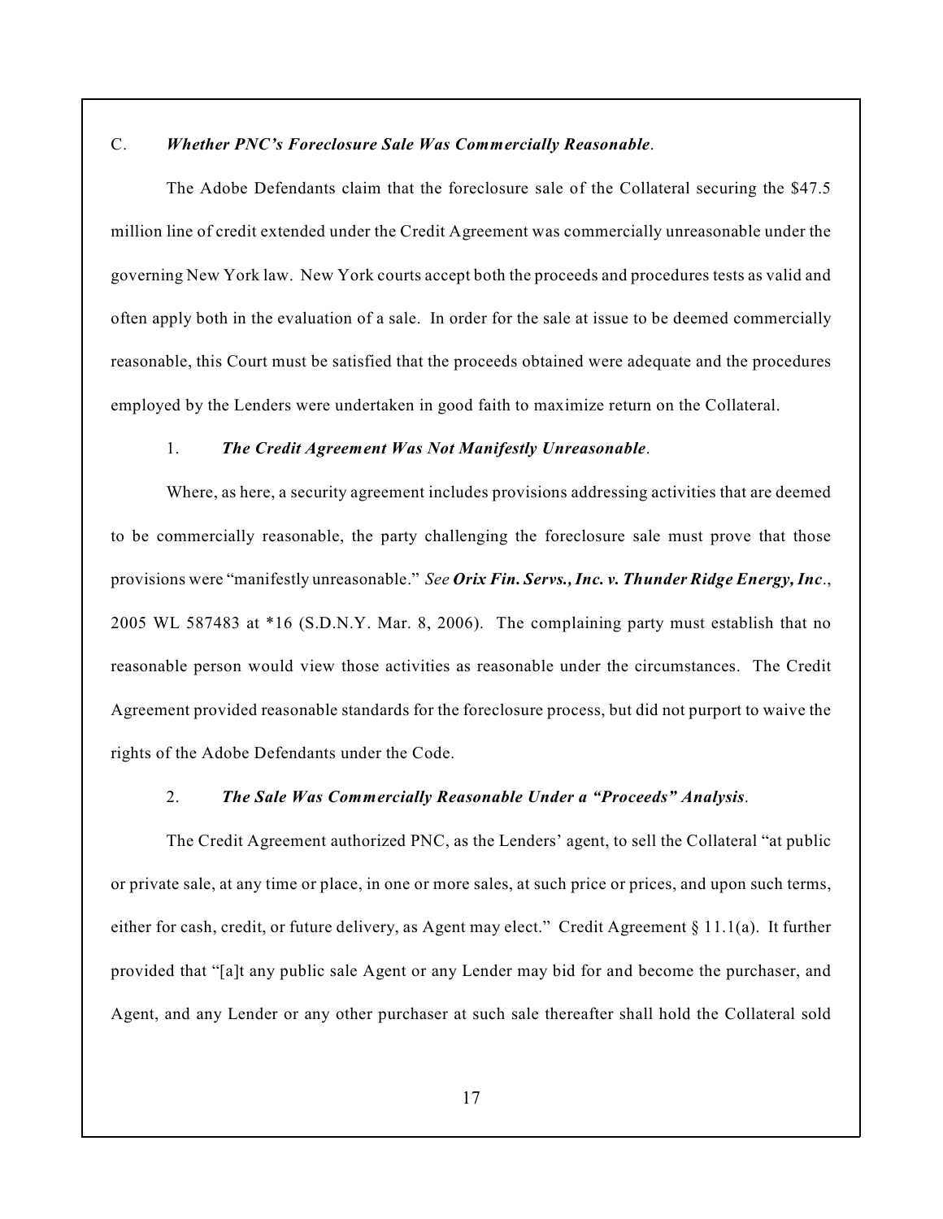C. ***Whether PNC's Foreclosure Sale Was Commercially Reasonable***.

The Adobe Defendants claim that the foreclosure sale of the Collateral securing the $47.5 million line of credit extended under the Credit Agreement was commercially unreasonable under the governing New York law. New York courts accept both the proceeds and procedures tests as valid and often apply both in the evaluation of a sale. In order for the sale at issue to be deemed commercially reasonable, this Court must be satisfied that the proceeds obtained were adequate and the procedures employed by the Lenders were undertaken in good faith to maximize return on the Collateral.

1. ***The Credit Agreement Was Not Manifestly Unreasonable***.

Where, as here, a security agreement includes provisions addressing activities that are deemed to be commercially reasonable, the party challenging the foreclosure sale must prove that those provisions were "manifestly unreasonable." *See* ***Orix Fin. Servs., Inc. v. Thunder Ridge Energy, Inc***., 2005 WL 587483 at *16 (S.D.N.Y. Mar. 8, 2006). The complaining party must establish that no reasonable person would view those activities as reasonable under the circumstances. The Credit Agreement provided reasonable standards for the foreclosure process, but did not purport to waive the rights of the Adobe Defendants under the Code.

2. ***The Sale Was Commercially Reasonable Under a "Proceeds" Analysis***.

The Credit Agreement authorized PNC, as the Lenders' agent, to sell the Collateral "at public or private sale, at any time or place, in one or more sales, at such price or prices, and upon such terms, either for cash, credit, or future delivery, as Agent may elect." Credit Agreement § 11.1(a). It further provided that "[a]t any public sale Agent or any Lender may bid for and become the purchaser, and Agent, and any Lender or any other purchaser at such sale thereafter shall hold the Collateral sold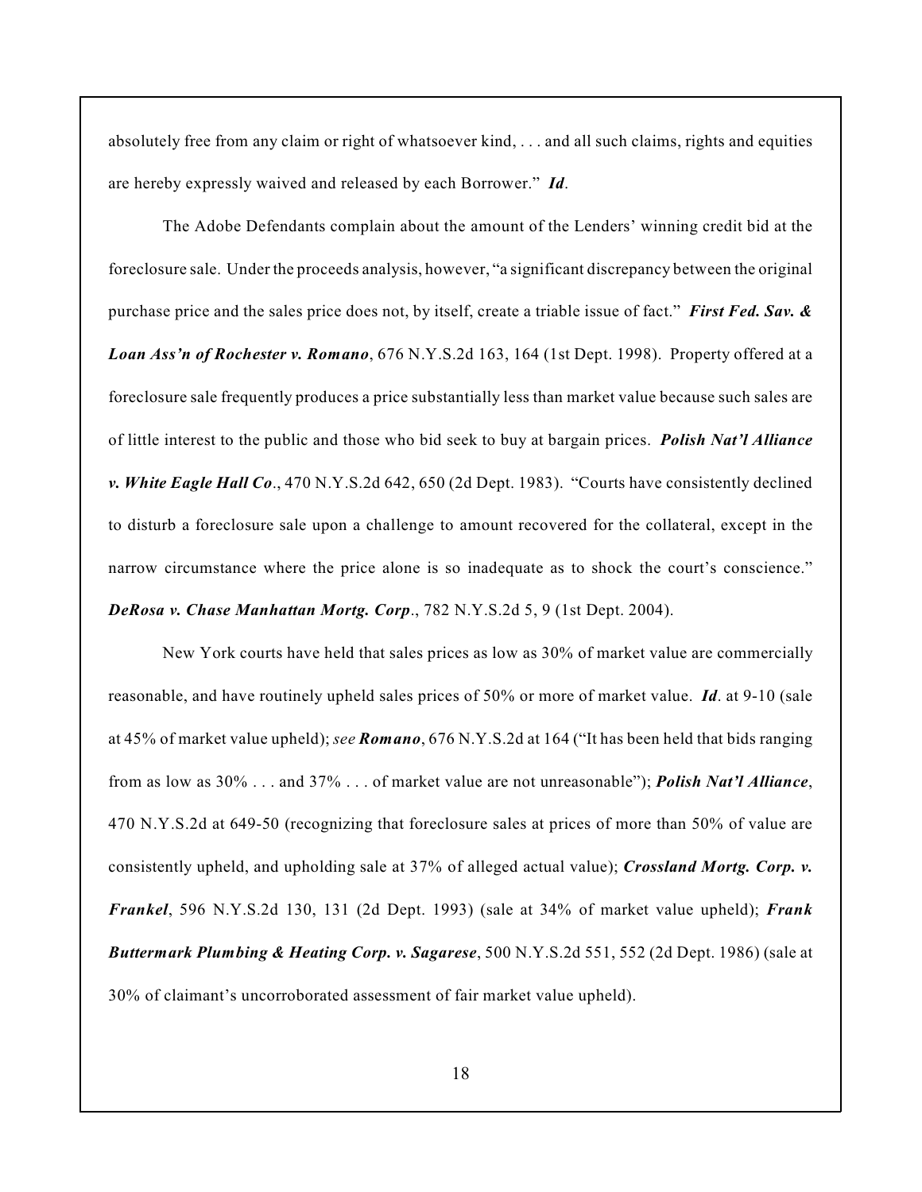absolutely free from any claim or right of whatsoever kind, . . . and all such claims, rights and equities are hereby expressly waived and released by each Borrower." ***Id***.

The Adobe Defendants complain about the amount of the Lenders' winning credit bid at the foreclosure sale. Under the proceeds analysis, however, "a significant discrepancy between the original purchase price and the sales price does not, by itself, create a triable issue of fact." ***First Fed. Sav. & Loan Ass'n of Rochester v. Romano***, 676 N.Y.S.2d 163, 164 (1st Dept. 1998). Property offered at a foreclosure sale frequently produces a price substantially less than market value because such sales are of little interest to the public and those who bid seek to buy at bargain prices. ***Polish Nat'l Alliance v. White Eagle Hall Co***., 470 N.Y.S.2d 642, 650 (2d Dept. 1983). "Courts have consistently declined to disturb a foreclosure sale upon a challenge to amount recovered for the collateral, except in the narrow circumstance where the price alone is so inadequate as to shock the court's conscience." ***DeRosa v. Chase Manhattan Mortg. Corp***., 782 N.Y.S.2d 5, 9 (1st Dept. 2004).

New York courts have held that sales prices as low as 30% of market value are commercially reasonable, and have routinely upheld sales prices of 50% or more of market value. ***Id***. at 9-10 (sale at 45% of market value upheld); *see* ***Romano***, 676 N.Y.S.2d at 164 ("It has been held that bids ranging from as low as 30% . . . and 37% . . . of market value are not unreasonable"); ***Polish Nat'l Alliance***, 470 N.Y.S.2d at 649-50 (recognizing that foreclosure sales at prices of more than 50% of value are consistently upheld, and upholding sale at 37% of alleged actual value); ***Crossland Mortg. Corp. v. Frankel***, 596 N.Y.S.2d 130, 131 (2d Dept. 1993) (sale at 34% of market value upheld); ***Frank Buttermark Plumbing & Heating Corp. v. Sagarese***, 500 N.Y.S.2d 551, 552 (2d Dept. 1986) (sale at 30% of claimant's uncorroborated assessment of fair market value upheld).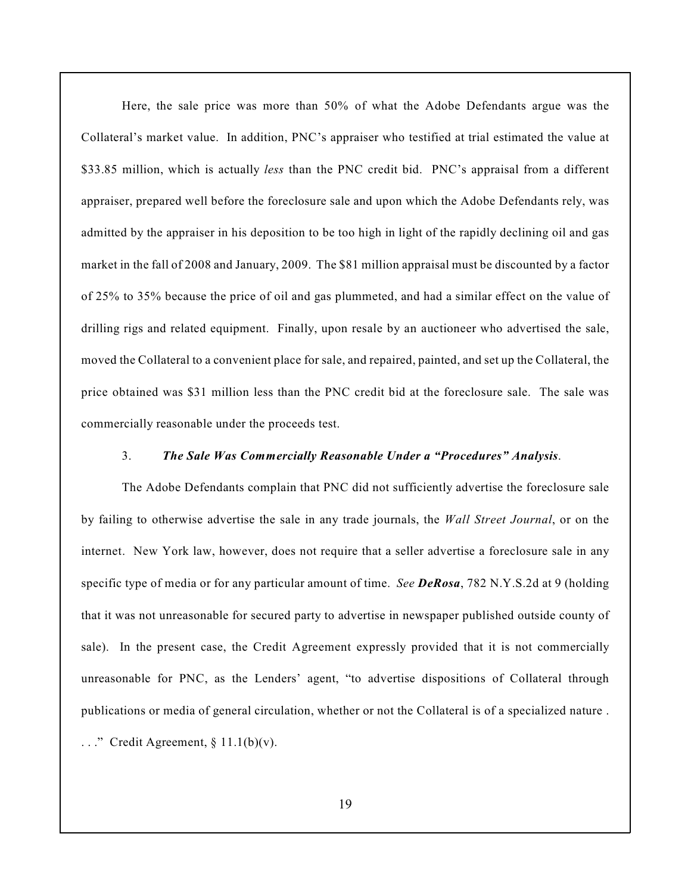Here, the sale price was more than 50% of what the Adobe Defendants argue was the Collateral's market value. In addition, PNC's appraiser who testified at trial estimated the value at \$33.85 million, which is actually *less* than the PNC credit bid. PNC's appraisal from a different appraiser, prepared well before the foreclosure sale and upon which the Adobe Defendants rely, was admitted by the appraiser in his deposition to be too high in light of the rapidly declining oil and gas market in the fall of 2008 and January, 2009. The \$81 million appraisal must be discounted by a factor of 25% to 35% because the price of oil and gas plummeted, and had a similar effect on the value of drilling rigs and related equipment. Finally, upon resale by an auctioneer who advertised the sale, moved the Collateral to a convenient place for sale, and repaired, painted, and set up the Collateral, the price obtained was \$31 million less than the PNC credit bid at the foreclosure sale. The sale was commercially reasonable under the proceeds test.

### 3. ***The Sale Was Commercially Reasonable Under a "Procedures" Analysis***.

The Adobe Defendants complain that PNC did not sufficiently advertise the foreclosure sale by failing to otherwise advertise the sale in any trade journals, the *Wall Street Journal*, or on the internet. New York law, however, does not require that a seller advertise a foreclosure sale in any specific type of media or for any particular amount of time. *See* ***DeRosa***, 782 N.Y.S.2d at 9 (holding that it was not unreasonable for secured party to advertise in newspaper published outside county of sale). In the present case, the Credit Agreement expressly provided that it is not commercially unreasonable for PNC, as the Lenders' agent, "to advertise dispositions of Collateral through publications or media of general circulation, whether or not the Collateral is of a specialized nature . . . ." Credit Agreement, § 11.1(b)(v).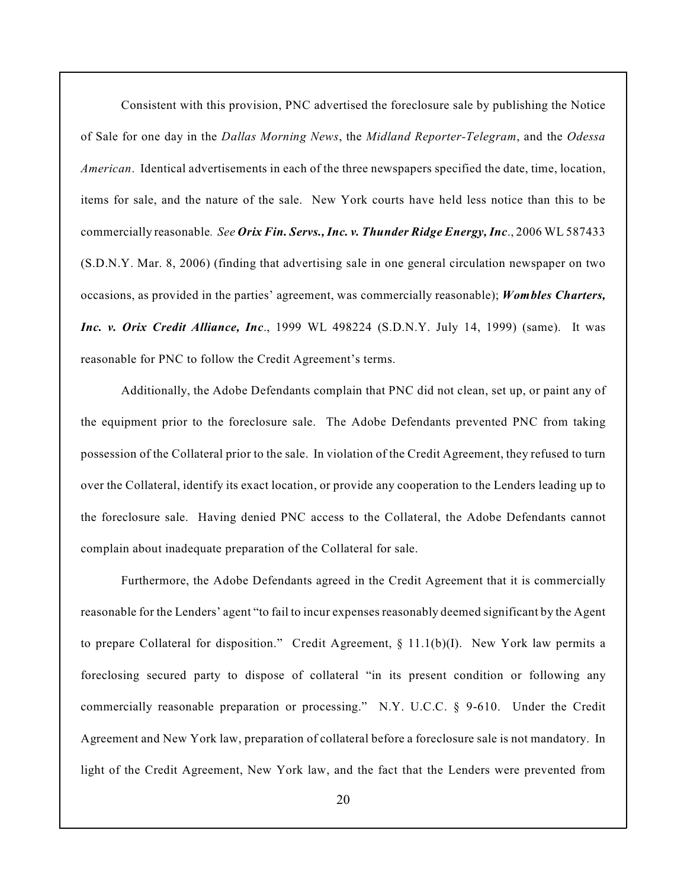Consistent with this provision, PNC advertised the foreclosure sale by publishing the Notice of Sale for one day in the *Dallas Morning News*, the *Midland Reporter-Telegram*, and the *Odessa American*. Identical advertisements in each of the three newspapers specified the date, time, location, items for sale, and the nature of the sale. New York courts have held less notice than this to be commercially reasonable. *See* ***Orix Fin. Servs., Inc. v. Thunder Ridge Energy, Inc***., 2006 WL 587433 (S.D.N.Y. Mar. 8, 2006) (finding that advertising sale in one general circulation newspaper on two occasions, as provided in the parties' agreement, was commercially reasonable); ***Wombles Charters, Inc. v. Orix Credit Alliance, Inc***., 1999 WL 498224 (S.D.N.Y. July 14, 1999) (same). It was reasonable for PNC to follow the Credit Agreement's terms.

Additionally, the Adobe Defendants complain that PNC did not clean, set up, or paint any of the equipment prior to the foreclosure sale. The Adobe Defendants prevented PNC from taking possession of the Collateral prior to the sale. In violation of the Credit Agreement, they refused to turn over the Collateral, identify its exact location, or provide any cooperation to the Lenders leading up to the foreclosure sale. Having denied PNC access to the Collateral, the Adobe Defendants cannot complain about inadequate preparation of the Collateral for sale.

Furthermore, the Adobe Defendants agreed in the Credit Agreement that it is commercially reasonable for the Lenders' agent "to fail to incur expenses reasonably deemed significant by the Agent to prepare Collateral for disposition." Credit Agreement, § 11.1(b)(I). New York law permits a foreclosing secured party to dispose of collateral "in its present condition or following any commercially reasonable preparation or processing." N.Y. U.C.C. § 9-610. Under the Credit Agreement and New York law, preparation of collateral before a foreclosure sale is not mandatory. In light of the Credit Agreement, New York law, and the fact that the Lenders were prevented from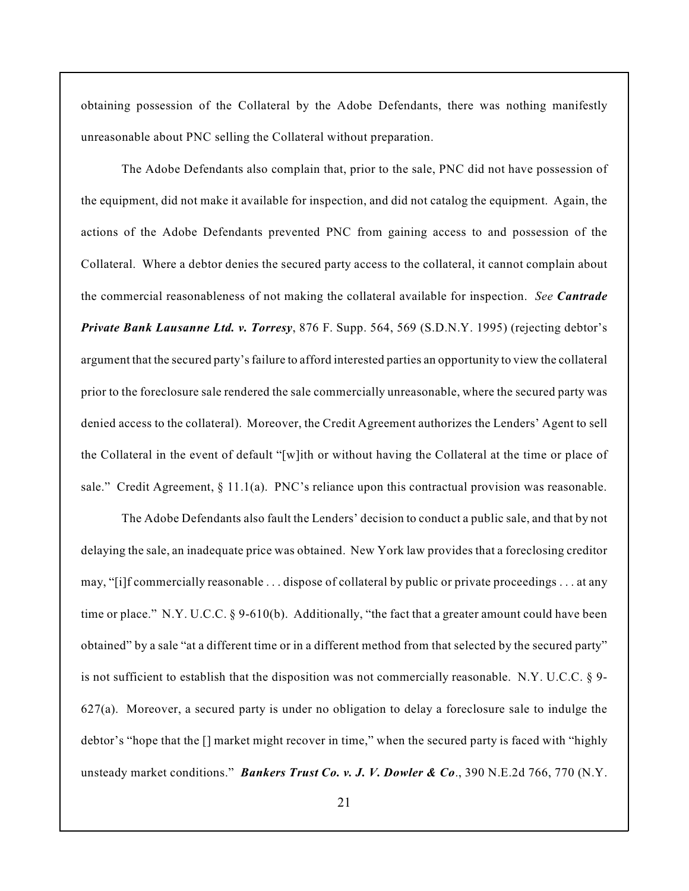obtaining possession of the Collateral by the Adobe Defendants, there was nothing manifestly unreasonable about PNC selling the Collateral without preparation.

The Adobe Defendants also complain that, prior to the sale, PNC did not have possession of the equipment, did not make it available for inspection, and did not catalog the equipment. Again, the actions of the Adobe Defendants prevented PNC from gaining access to and possession of the Collateral. Where a debtor denies the secured party access to the collateral, it cannot complain about the commercial reasonableness of not making the collateral available for inspection. *See* ***Cantrade Private Bank Lausanne Ltd. v. Torresy***, 876 F. Supp. 564, 569 (S.D.N.Y. 1995) (rejecting debtor's argument that the secured party's failure to afford interested parties an opportunity to view the collateral prior to the foreclosure sale rendered the sale commercially unreasonable, where the secured party was denied access to the collateral). Moreover, the Credit Agreement authorizes the Lenders' Agent to sell the Collateral in the event of default "[w]ith or without having the Collateral at the time or place of sale." Credit Agreement, § 11.1(a). PNC's reliance upon this contractual provision was reasonable.

The Adobe Defendants also fault the Lenders' decision to conduct a public sale, and that by not delaying the sale, an inadequate price was obtained. New York law provides that a foreclosing creditor may, "[i]f commercially reasonable . . . dispose of collateral by public or private proceedings . . . at any time or place." N.Y. U.C.C. § 9-610(b). Additionally, "the fact that a greater amount could have been obtained" by a sale "at a different time or in a different method from that selected by the secured party" is not sufficient to establish that the disposition was not commercially reasonable. N.Y. U.C.C. § 9-627(a). Moreover, a secured party is under no obligation to delay a foreclosure sale to indulge the debtor's "hope that the [] market might recover in time," when the secured party is faced with "highly unsteady market conditions." ***Bankers Trust Co. v. J. V. Dowler & Co***., 390 N.E.2d 766, 770 (N.Y.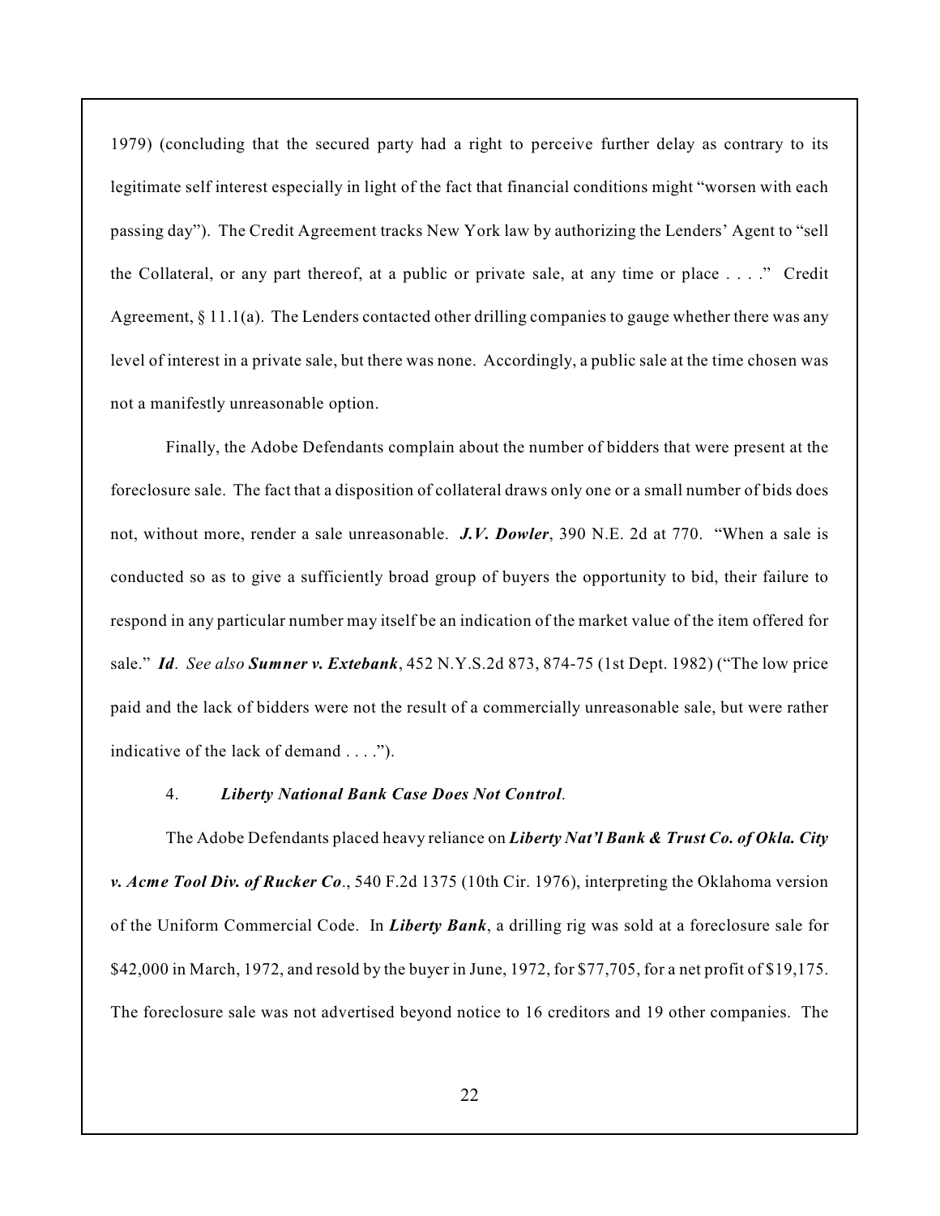1979) (concluding that the secured party had a right to perceive further delay as contrary to its legitimate self interest especially in light of the fact that financial conditions might "worsen with each passing day"). The Credit Agreement tracks New York law by authorizing the Lenders' Agent to "sell the Collateral, or any part thereof, at a public or private sale, at any time or place . . . ." Credit Agreement, § 11.1(a). The Lenders contacted other drilling companies to gauge whether there was any level of interest in a private sale, but there was none. Accordingly, a public sale at the time chosen was not a manifestly unreasonable option.

Finally, the Adobe Defendants complain about the number of bidders that were present at the foreclosure sale. The fact that a disposition of collateral draws only one or a small number of bids does not, without more, render a sale unreasonable. ***J.V. Dowler***, 390 N.E. 2d at 770. "When a sale is conducted so as to give a sufficiently broad group of buyers the opportunity to bid, their failure to respond in any particular number may itself be an indication of the market value of the item offered for sale." ***Id***. *See also* ***Sumner v. Extebank***, 452 N.Y.S.2d 873, 874-75 (1st Dept. 1982) ("The low price paid and the lack of bidders were not the result of a commercially unreasonable sale, but were rather indicative of the lack of demand . . . .").

4. ***Liberty National Bank Case Does Not Control***.

The Adobe Defendants placed heavy reliance on ***Liberty Nat'l Bank & Trust Co. of Okla. City v. Acme Tool Div. of Rucker Co***., 540 F.2d 1375 (10th Cir. 1976), interpreting the Oklahoma version of the Uniform Commercial Code. In ***Liberty Bank***, a drilling rig was sold at a foreclosure sale for $42,000 in March, 1972, and resold by the buyer in June, 1972, for $77,705, for a net profit of $19,175. The foreclosure sale was not advertised beyond notice to 16 creditors and 19 other companies. The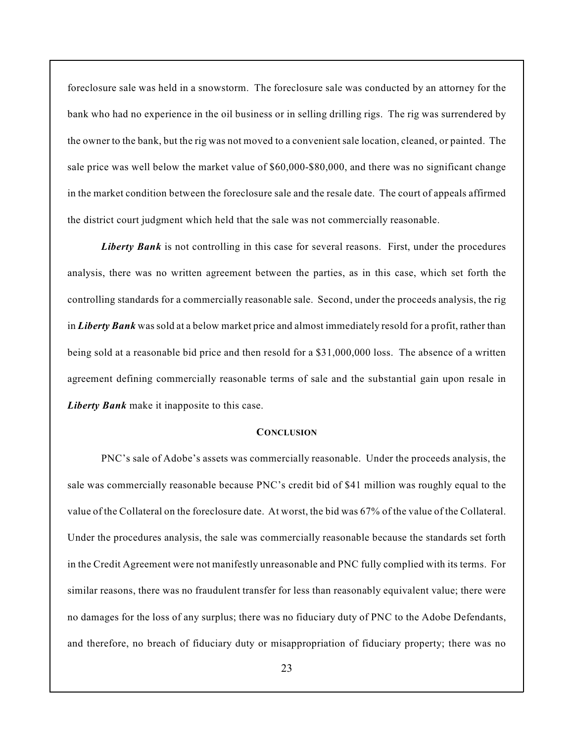foreclosure sale was held in a snowstorm. The foreclosure sale was conducted by an attorney for the bank who had no experience in the oil business or in selling drilling rigs. The rig was surrendered by the owner to the bank, but the rig was not moved to a convenient sale location, cleaned, or painted. The sale price was well below the market value of $60,000-$80,000, and there was no significant change in the market condition between the foreclosure sale and the resale date. The court of appeals affirmed the district court judgment which held that the sale was not commercially reasonable.

***Liberty Bank*** is not controlling in this case for several reasons. First, under the procedures analysis, there was no written agreement between the parties, as in this case, which set forth the controlling standards for a commercially reasonable sale. Second, under the proceeds analysis, the rig in ***Liberty Bank*** was sold at a below market price and almost immediately resold for a profit, rather than being sold at a reasonable bid price and then resold for a $31,000,000 loss. The absence of a written agreement defining commercially reasonable terms of sale and the substantial gain upon resale in ***Liberty Bank*** make it inapposite to this case.

## CONCLUSION

PNC's sale of Adobe's assets was commercially reasonable. Under the proceeds analysis, the sale was commercially reasonable because PNC's credit bid of $41 million was roughly equal to the value of the Collateral on the foreclosure date. At worst, the bid was 67% of the value of the Collateral. Under the procedures analysis, the sale was commercially reasonable because the standards set forth in the Credit Agreement were not manifestly unreasonable and PNC fully complied with its terms. For similar reasons, there was no fraudulent transfer for less than reasonably equivalent value; there were no damages for the loss of any surplus; there was no fiduciary duty of PNC to the Adobe Defendants, and therefore, no breach of fiduciary duty or misappropriation of fiduciary property; there was no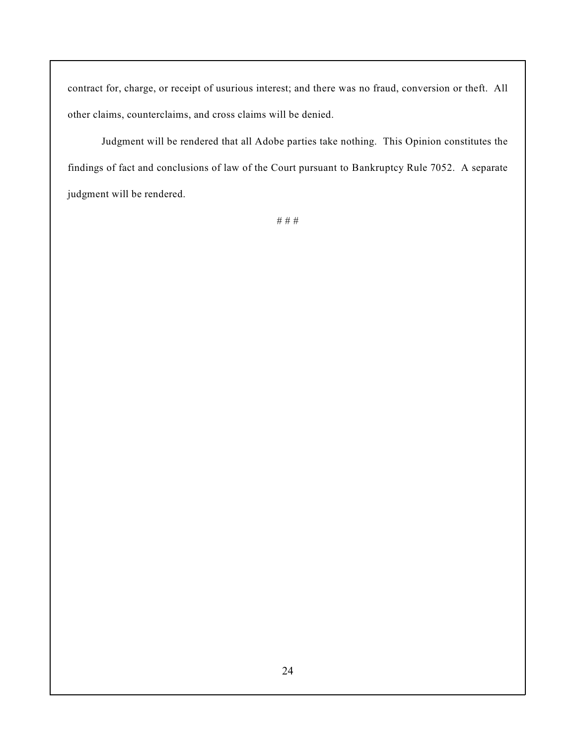contract for, charge, or receipt of usurious interest; and there was no fraud, conversion or theft. All other claims, counterclaims, and cross claims will be denied.

Judgment will be rendered that all Adobe parties take nothing. This Opinion constitutes the findings of fact and conclusions of law of the Court pursuant to Bankruptcy Rule 7052. A separate judgment will be rendered.

# # #